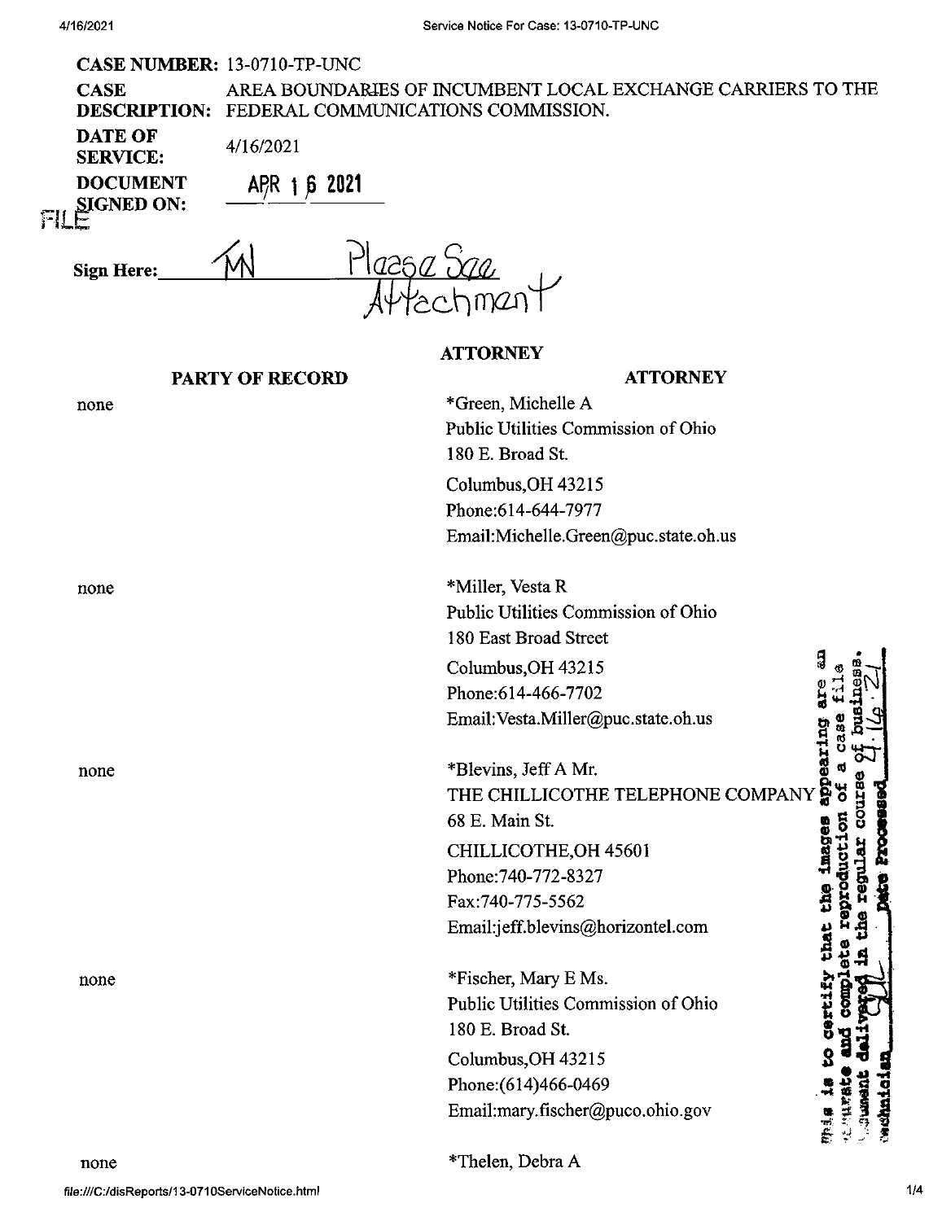**CASE NUMBER:** 13-0710-TP-UNC

**CASE DESCRIPTION:** AREA BOUNDARIES OF INCUMBENT LOCAL EXCHANGE CARRIERS TO THE FEDERAL COMMUNICATIONS COMMISSION.

**DATE OF SERVICE:** 4/16/2021

**DOCUMENT SIGNED ON:** APR 16 2021

FILE

**Sign Here:** MN Please See Attachment

**ATTORNEY**

| PARTY OF RECORD | ATTORNEY |
| --- | --- |
| none | *Green, Michelle A<br>Public Utilities Commission of Ohio<br>180 E. Broad St.<br>Columbus,OH 43215<br>Phone:614-644-7977<br>Email:Michelle.Green@puc.state.oh.us |
| none | *Miller, Vesta R<br>Public Utilities Commission of Ohio<br>180 East Broad Street<br>Columbus,OH 43215<br>Phone:614-466-7702<br>Email:Vesta.Miller@puc.state.oh.us |
| none | *Blevins, Jeff A Mr.<br>THE CHILLICOTHE TELEPHONE COMPANY<br>68 E. Main St.<br>CHILLICOTHE,OH 45601<br>Phone:740-772-8327<br>Fax:740-775-5562<br>Email:jeff.blevins@horizontel.com |
| none | *Fischer, Mary E Ms.<br>Public Utilities Commission of Ohio<br>180 E. Broad St.<br>Columbus,OH 43215<br>Phone:(614)466-0469<br>Email:mary.fischer@puco.ohio.gov |
| none | *Thelen, Debra A |

This is to certify that the images appearing are an accurate and complete reproduction of a case file document delivered in the regular course of business. Technician ______ Date Processed 4.16.21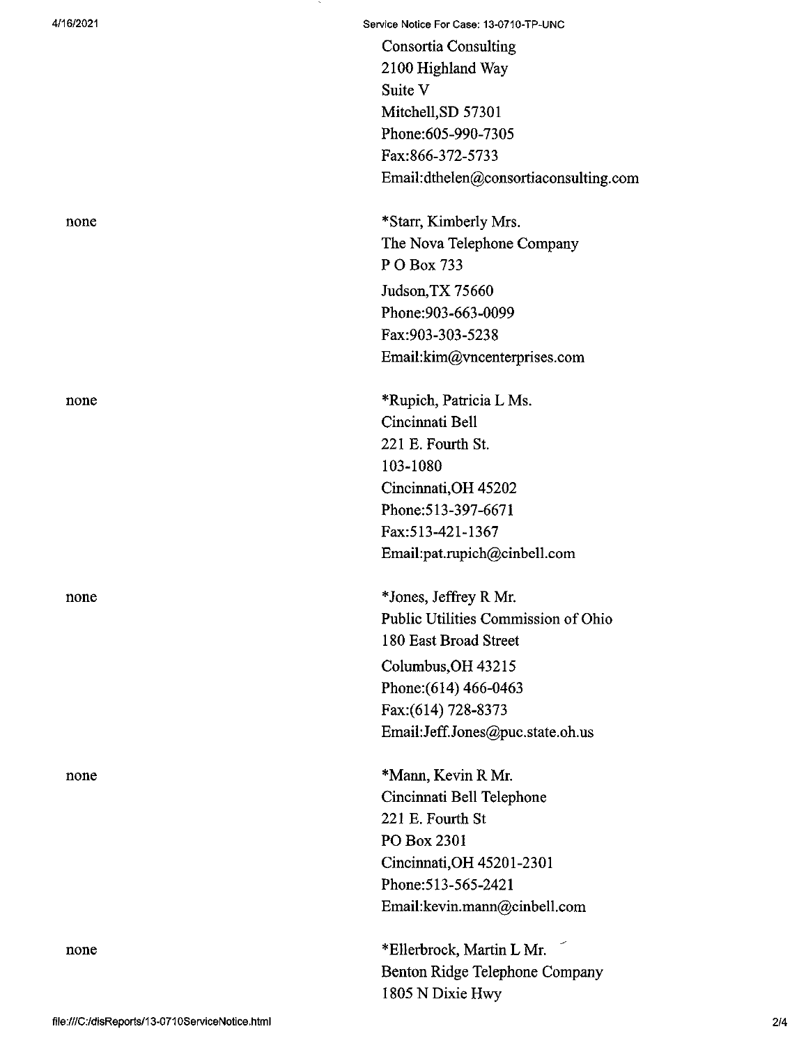Consortia Consulting
2100 Highland Way
Suite V
Mitchell,SD 57301
Phone:605-990-7305
Fax:866-372-5733
Email:dthelen@consortiaconsulting.com

| | |
|---|---|
| none | *Starr, Kimberly Mrs.<br>The Nova Telephone Company<br>P O Box 733<br>Judson,TX 75660<br>Phone:903-663-0099<br>Fax:903-303-5238<br>Email:kim@vncenterprises.com |
| none | *Rupich, Patricia L Ms.<br>Cincinnati Bell<br>221 E. Fourth St.<br>103-1080<br>Cincinnati,OH 45202<br>Phone:513-397-6671<br>Fax:513-421-1367<br>Email:pat.rupich@cinbell.com |
| none | *Jones, Jeffrey R Mr.<br>Public Utilities Commission of Ohio<br>180 East Broad Street<br>Columbus,OH 43215<br>Phone:(614) 466-0463<br>Fax:(614) 728-8373<br>Email:Jeff.Jones@puc.state.oh.us |
| none | *Mann, Kevin R Mr.<br>Cincinnati Bell Telephone<br>221 E. Fourth St<br>PO Box 2301<br>Cincinnati,OH 45201-2301<br>Phone:513-565-2421<br>Email:kevin.mann@cinbell.com |
| none | *Ellerbrock, Martin L Mr.<br>Benton Ridge Telephone Company<br>1805 N Dixie Hwy |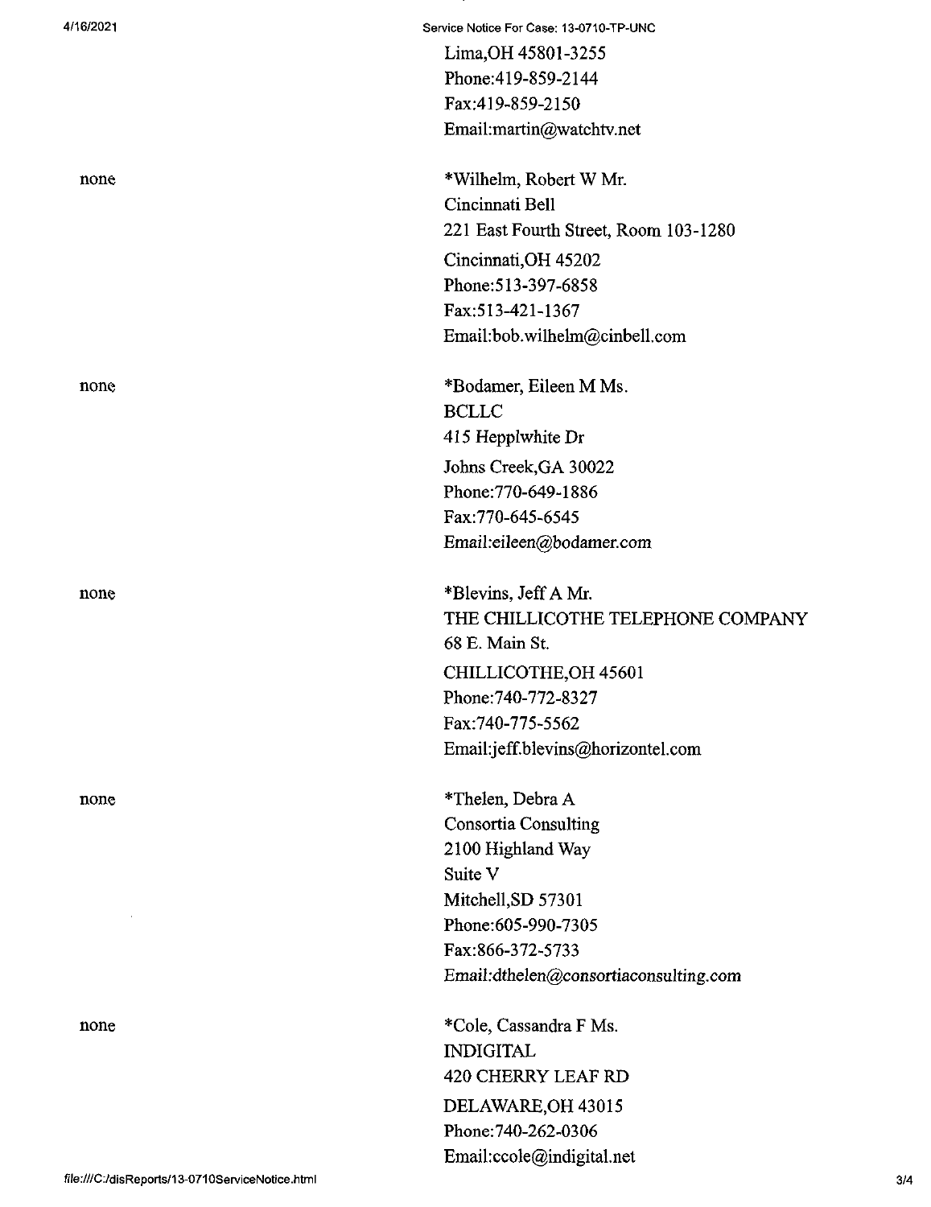Lima,OH 45801-3255
Phone:419-859-2144
Fax:419-859-2150
Email:martin@watchtv.net

| | |
|---|---|
| none | *Wilhelm, Robert W Mr.<br>Cincinnati Bell<br>221 East Fourth Street, Room 103-1280<br>Cincinnati,OH 45202<br>Phone:513-397-6858<br>Fax:513-421-1367<br>Email:bob.wilhelm@cinbell.com |
| none | *Bodamer, Eileen M Ms.<br>BCLLC<br>415 Hepplwhite Dr<br>Johns Creek,GA 30022<br>Phone:770-649-1886<br>Fax:770-645-6545<br>Email:eileen@bodamer.com |
| none | *Blevins, Jeff A Mr.<br>THE CHILLICOTHE TELEPHONE COMPANY<br>68 E. Main St.<br>CHILLICOTHE,OH 45601<br>Phone:740-772-8327<br>Fax:740-775-5562<br>Email:jeff.blevins@horizontel.com |
| none | *Thelen, Debra A<br>Consortia Consulting<br>2100 Highland Way<br>Suite V<br>Mitchell,SD 57301<br>Phone:605-990-7305<br>Fax:866-372-5733<br>Email:dthelen@consortiaconsulting.com |
| none | *Cole, Cassandra F Ms.<br>INDIGITAL<br>420 CHERRY LEAF RD<br>DELAWARE,OH 43015<br>Phone:740-262-0306<br>Email:ccole@indigital.net |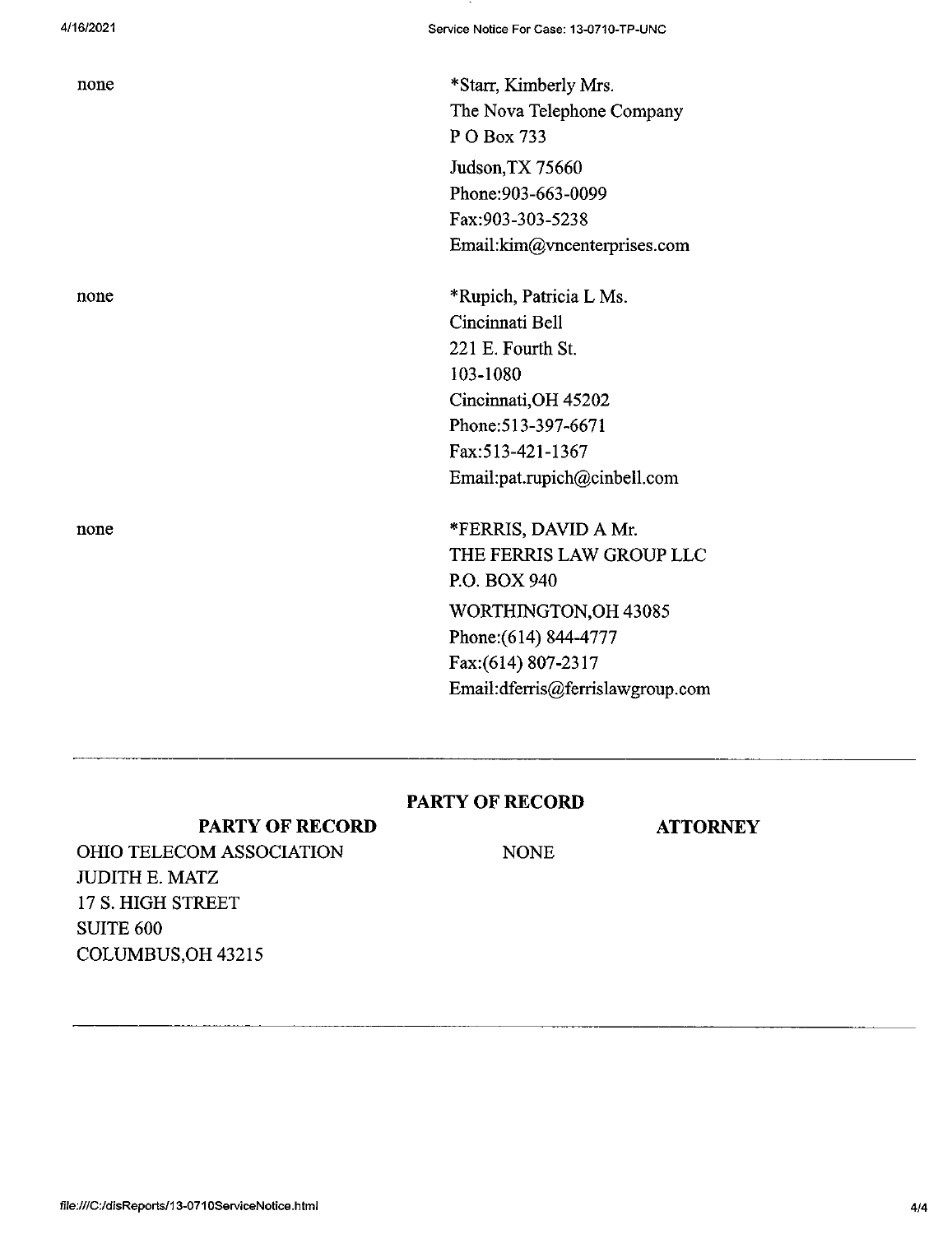| | |
|---|---|
| none | *Starr, Kimberly Mrs.<br>The Nova Telephone Company<br>P O Box 733<br>Judson,TX 75660<br>Phone:903-663-0099<br>Fax:903-303-5238<br>Email:kim@vncenterprises.com |
| none | *Rupich, Patricia L Ms.<br>Cincinnati Bell<br>221 E. Fourth St.<br>103-1080<br>Cincinnati,OH 45202<br>Phone:513-397-6671<br>Fax:513-421-1367<br>Email:pat.rupich@cinbell.com |
| none | *FERRIS, DAVID A Mr.<br>THE FERRIS LAW GROUP LLC<br>P.O. BOX 940<br>WORTHINGTON,OH 43085<br>Phone:(614) 844-4777<br>Fax:(614) 807-2317<br>Email:dferris@ferrislawgroup.com |

---

**PARTY OF RECORD**

| PARTY OF RECORD | ATTORNEY |
|---|---|
| OHIO TELECOM ASSOCIATION<br>JUDITH E. MATZ<br>17 S. HIGH STREET<br>SUITE 600<br>COLUMBUS,OH 43215 | NONE |

---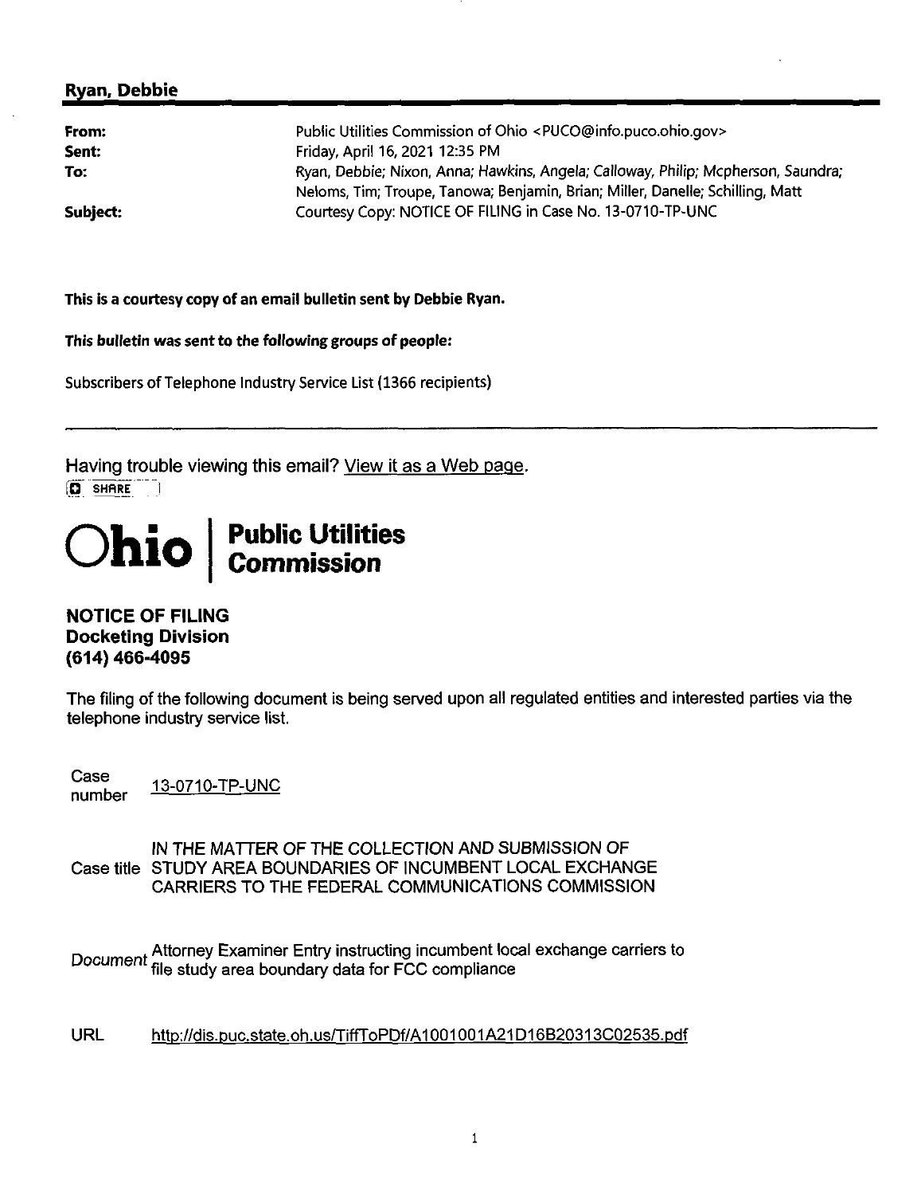## Ryan, Debbie

| | |
|---|---|
| **From:** | Public Utilities Commission of Ohio <PUCO@info.puco.ohio.gov> |
| **Sent:** | Friday, April 16, 2021 12:35 PM |
| **To:** | Ryan, Debbie; Nixon, Anna; Hawkins, Angela; Calloway, Philip; Mcpherson, Saundra; Neloms, Tim; Troupe, Tanowa; Benjamin, Brian; Miller, Danelle; Schilling, Matt |
| **Subject:** | Courtesy Copy: NOTICE OF FILING in Case No. 13-0710-TP-UNC |

**This is a courtesy copy of an email bulletin sent by Debbie Ryan.**

***This bulletin was sent to the following groups of people:***

Subscribers of Telephone Industry Service List (1366 recipients)

---

Having trouble viewing this email? View it as a Web page.

SHARE

**Ohio | Public Utilities Commission**

**NOTICE OF FILING**
**Docketing Division**
**(614) 466-4095**

The filing of the following document is being served upon all regulated entities and interested parties via the telephone industry service list.

| | |
|---|---|
| Case number | 13-0710-TP-UNC |
| Case title | IN THE MATTER OF THE COLLECTION AND SUBMISSION OF STUDY AREA BOUNDARIES OF INCUMBENT LOCAL EXCHANGE CARRIERS TO THE FEDERAL COMMUNICATIONS COMMISSION |
| *Document* | Attorney Examiner Entry instructing incumbent local exchange carriers to file study area boundary data for FCC compliance |
| URL | http://dis.puc.state.oh.us/TiffToPDf/A1001001A21D16B20313C02535.pdf |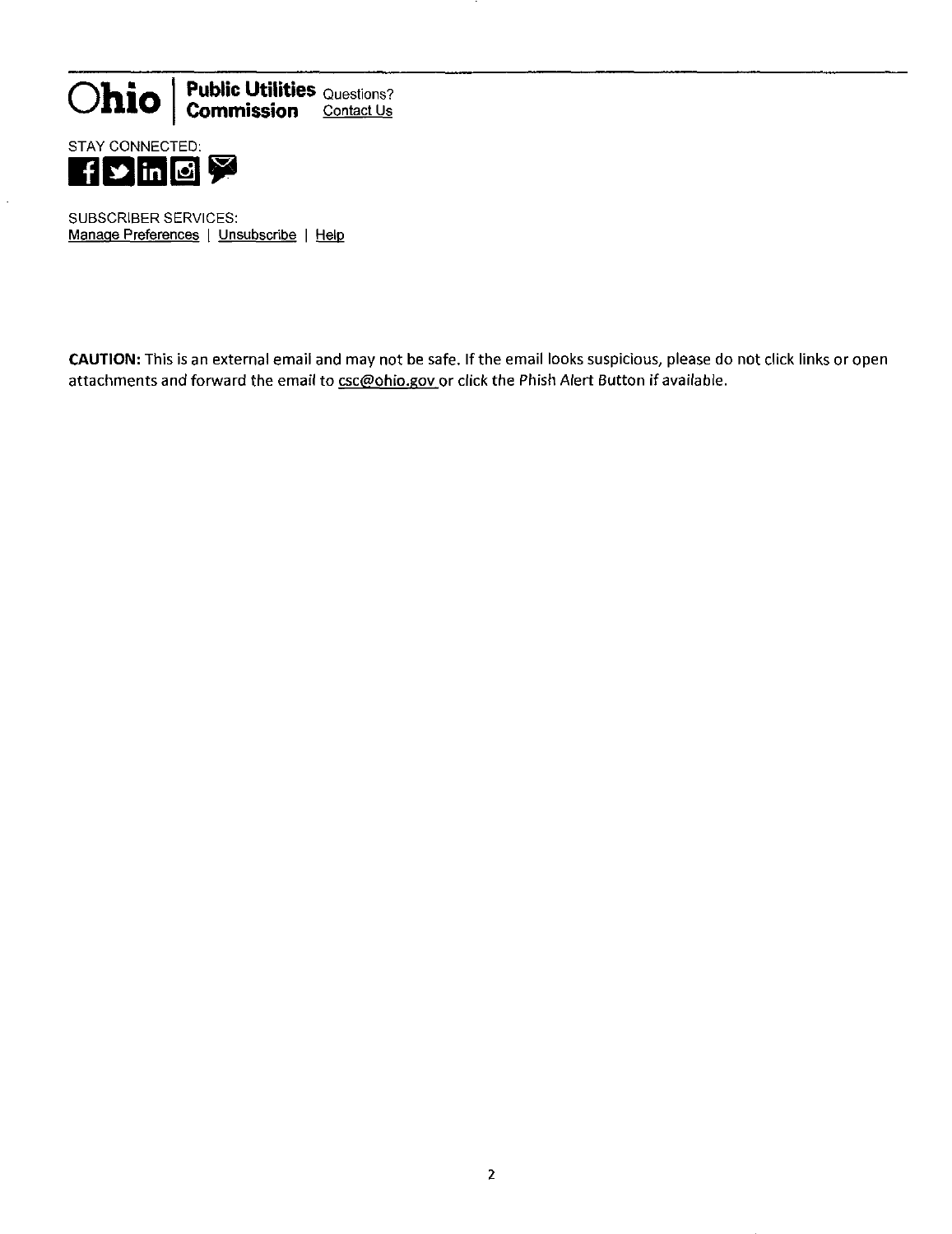**Ohio | Public Utilities Commission** Questions? Contact Us

STAY CONNECTED:

SUBSCRIBER SERVICES:
Manage Preferences | Unsubscribe | Help

**CAUTION:** This is an external email and may not be safe. If the email looks suspicious, please do not click links or open attachments and forward the email to csc@ohio.gov or click the Phish Alert Button if available.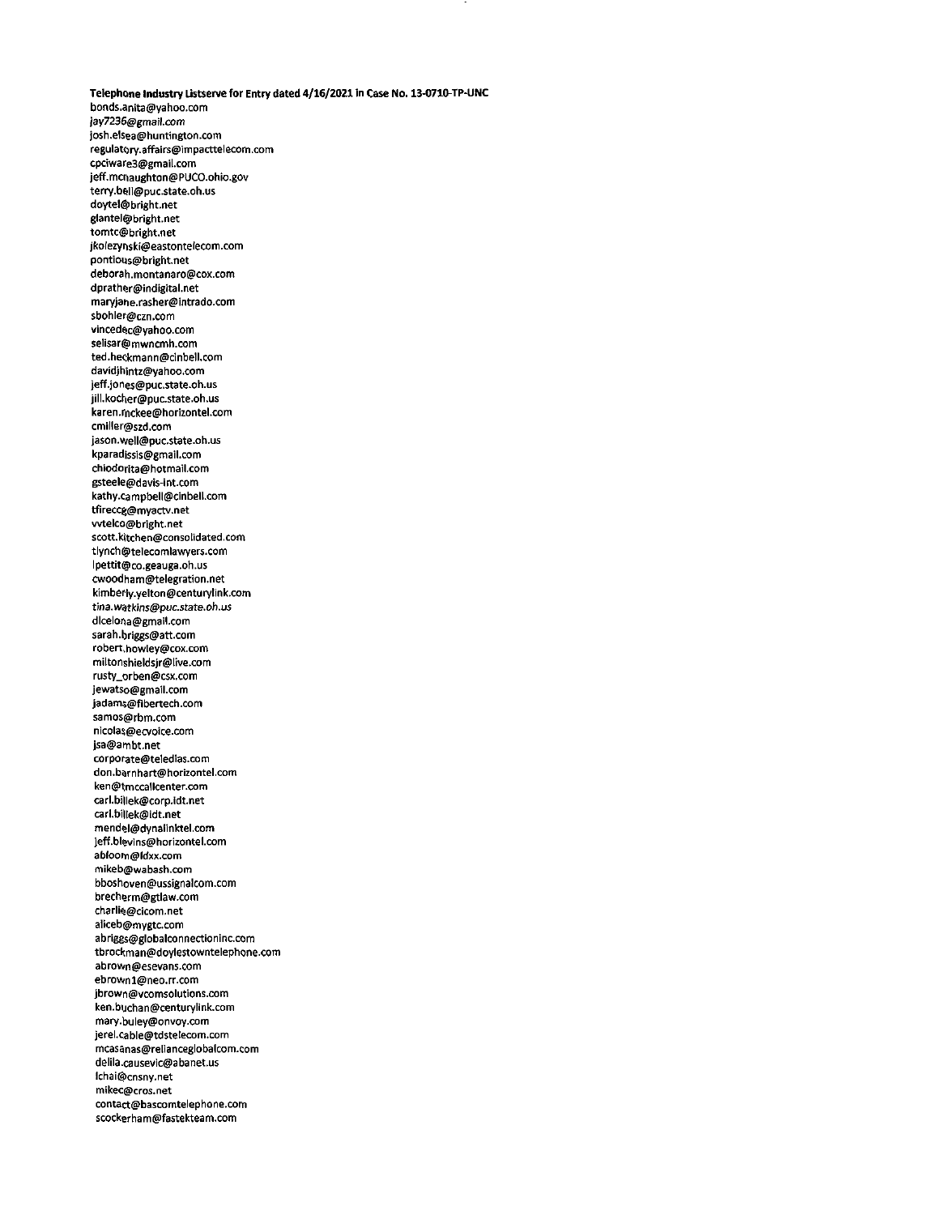**Telephone Industry Listserve for Entry dated 4/16/2021 in Case No. 13-0710-TP-UNC**

bonds.anita@yahoo.com
jay7236@gmail.com
josh.elsea@huntington.com
regulatory.affairs@impacttelecom.com
cpciware3@gmail.com
jeff.mcnaughton@PUCO.ohio.gov
terry.bell@puc.state.oh.us
doytel@bright.net
glantel@bright.net
tomtc@bright.net
jkolezynski@eastontelecom.com
pontious@bright.net
deborah.montanaro@cox.com
dprather@indigital.net
maryjane.rasher@intrado.com
sbohler@czn.com
vincedec@yahoo.com
selisar@mwncmh.com
ted.heckmann@cinbell.com
davidjhintz@yahoo.com
jeff.jones@puc.state.oh.us
jill.kocher@puc.state.oh.us
karen.mckee@horizontel.com
cmiller@szd.com
jason.well@puc.state.oh.us
kparadissis@gmail.com
chiodorita@hotmail.com
gsteele@davis-int.com
kathy.campbell@cinbell.com
tfireccg@myactv.net
vvtelco@bright.net
scott.kitchen@consolidated.com
tlynch@telecomlawyers.com
lpettit@co.geauga.oh.us
cwoodham@telegration.net
kimberly.yelton@centurylink.com
tina.watkins@puc.state.oh.us
dlcelona@gmail.com
sarah.briggs@att.com
robert.howley@cox.com
miltonshieldsjr@live.com
rusty_orben@csx.com
jewatso@gmail.com
jadams@fibertech.com
samos@rbm.com
nicolas@ecvoice.com
jsa@ambt.net
corporate@teledias.com
don.barnhart@horizontel.com
ken@tmccallcenter.com
carl.billek@corp.idt.net
carl.billek@idt.net
mendel@dynalinktel.com
jeff.blevins@horizontel.com
abloom@ldxx.com
mikeb@wabash.com
bboshoven@ussignalcom.com
brecherm@gtlaw.com
charlie@cicom.net
aliceb@mygtc.com
abriggs@globalconnectioninc.com
tbrockman@doylestowntelephone.com
abrown@esevans.com
ebrown1@neo.rr.com
jbrown@vcomsolutions.com
ken.buchan@centurylink.com
mary.buley@onvoy.com
jerel.cable@tdstelecom.com
mcasanas@relianceglobalcom.com
delila.causevic@abanet.us
lchai@cnsny.net
mikec@cros.net
contact@bascomtelephone.com
scockerham@fastekteam.com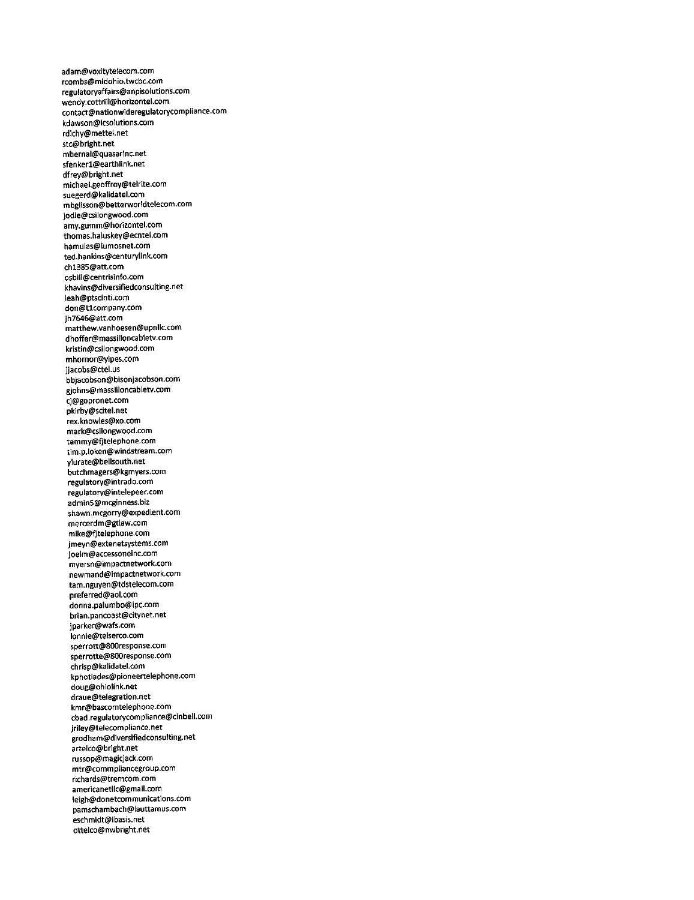adam@voxitytelecom.com
rcombs@midohio.twcbc.com
regulatoryaffairs@anpisolutions.com
wendy.cottrill@horizontel.com
contact@nationwideregulatorycompliance.com
kdawson@icsolutions.com
rdichy@mettel.net
stc@bright.net
mbernal@quasarinc.net
sfenker1@earthlink.net
dfrey@bright.net
michael.geoffroy@telrite.com
suegerd@kalidatel.com
mbglisson@betterworldtelecom.com
jodie@csilongwood.com
amy.gumm@horizontel.com
thomas.haluskey@ecntel.com
hamulas@lumosnet.com
ted.hankins@centurylink.com
ch1385@att.com
osbill@centrisinfo.com
khavins@diversifiedconsulting.net
leah@ptscinti.com
don@t1company.com
jh7646@att.com
matthew.vanhoesen@upnllc.com
dhoffer@massilloncabletv.com
kristin@csilongwood.com
mhornor@yipes.com
jjacobs@ctel.us
bbjacobson@bisonjacobson.com
gjohns@massilloncabletv.com
cj@gopronet.com
pkirby@scitel.net
rex.knowles@xo.com
mark@csilongwood.com
tammy@fjtelephone.com
tim.p.loken@windstream.com
ylurate@bellsouth.net
butchmagers@kgmyers.com
regulatory@intrado.com
regulatory@intelepeer.com
admin5@mcginness.biz
shawn.mcgorry@expedient.com
mercerdm@gtlaw.com
mike@fjtelephone.com
jmeyn@extenetsystems.com
joelm@accessoneinc.com
myersn@impactnetwork.com
newmand@impactnetwork.com
tam.nguyen@tdstelecom.com
preferred@aol.com
donna.palumbo@ipc.com
brian.pancoast@citynet.net
jparker@wafs.com
lonnie@telserco.com
sperrott@800response.com
sperrotte@800response.com
chrisp@kalidatel.com
kphotiades@pioneertelephone.com
doug@ohiolink.net
draue@telegration.net
kmr@bascomtelephone.com
cbad.regulatorycompliance@cinbell.com
jriley@telecompliance.net
grodham@diversifiedconsulting.net
artelco@bright.net
russop@magicjack.com
mtr@commpliancegroup.com
richards@tremcom.com
americanetllc@gmail.com
leigh@donetcommunications.com
pamschambach@lauttamus.com
eschmidt@ibasis.net
ottelco@nwbright.net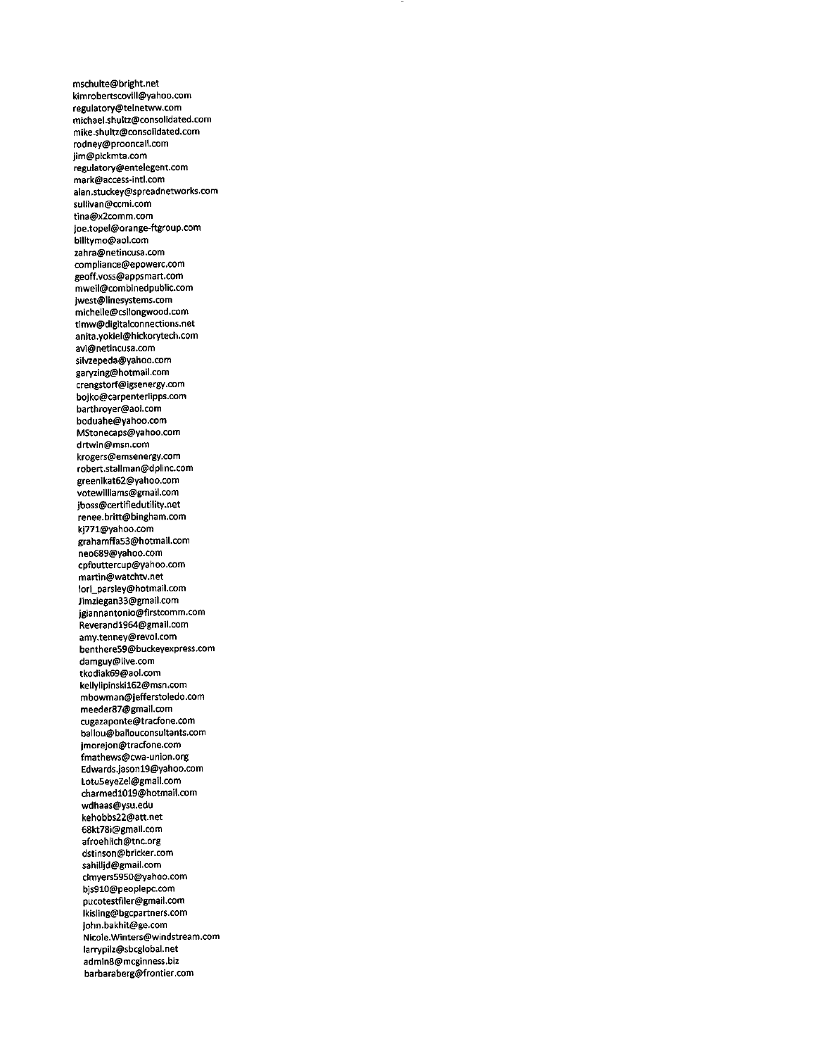mschulte@bright.net
kimrobertscovill@yahoo.com
regulatory@telnetww.com
michael.shultz@consolidated.com
mike.shultz@consolidated.com
rodney@prooncall.com
jim@pickmta.com
regulatory@entelegent.com
mark@access-intl.com
alan.stuckey@spreadnetworks.com
sullivan@ccmi.com
tina@x2comm.com
joe.topel@orange-ftgroup.com
billtymo@aol.com
zahra@netincusa.com
compliance@epowerc.com
geoff.voss@appsmart.com
mweil@combinedpublic.com
jwest@linesystems.com
michelle@csilongwood.com
timw@digitalconnections.net
anita.yokiel@hickorytech.com
avi@netincusa.com
silvzepeda@yahoo.com
garyzing@hotmail.com
crengstorf@igsenergy.com
bojko@carpenterlipps.com
barthroyer@aol.com
boduahe@yahoo.com
MStonecaps@yahoo.com
drtwin@msn.com
krogers@emsenergy.com
robert.stallman@dplinc.com
greenikat62@yahoo.com
votewilliams@gmail.com
jboss@certifiedutility.net
renee.britt@bingham.com
kj771@yahoo.com
grahamffa53@hotmail.com
neo689@yahoo.com
cpfbuttercup@yahoo.com
martin@watchtv.net
lori_parsley@hotmail.com
Jimziegan33@gmail.com
jgiannantonio@firstcomm.com
Reverend1964@gmail.com
amy.tenney@revol.com
benthere59@buckeyexpress.com
damguy@live.com
tkodiak69@aol.com
kellylipinski162@msn.com
mbowman@jefferstoledo.com
meeder87@gmail.com
cugazaponte@tracfone.com
ballou@ballouconsultants.com
jmorejon@tracfone.com
fmathews@cwa-union.org
Edwards.jason19@yahoo.com
Lotu5eyeZel@gmail.com
charmed1019@hotmail.com
wdhaas@ysu.edu
kehobbs22@att.net
68kt78i@gmail.com
afroehlich@tnc.org
dstinson@bricker.com
sahilljd@gmail.com
clmyers5950@yahoo.com
bjs910@peoplepc.com
pucotestfiler@gmail.com
lkisling@bgcpartners.com
john.bakhit@ge.com
Nicole.Winters@windstream.com
larrypilz@sbcglobal.net
admin8@mcginness.biz
barbaraberg@frontier.com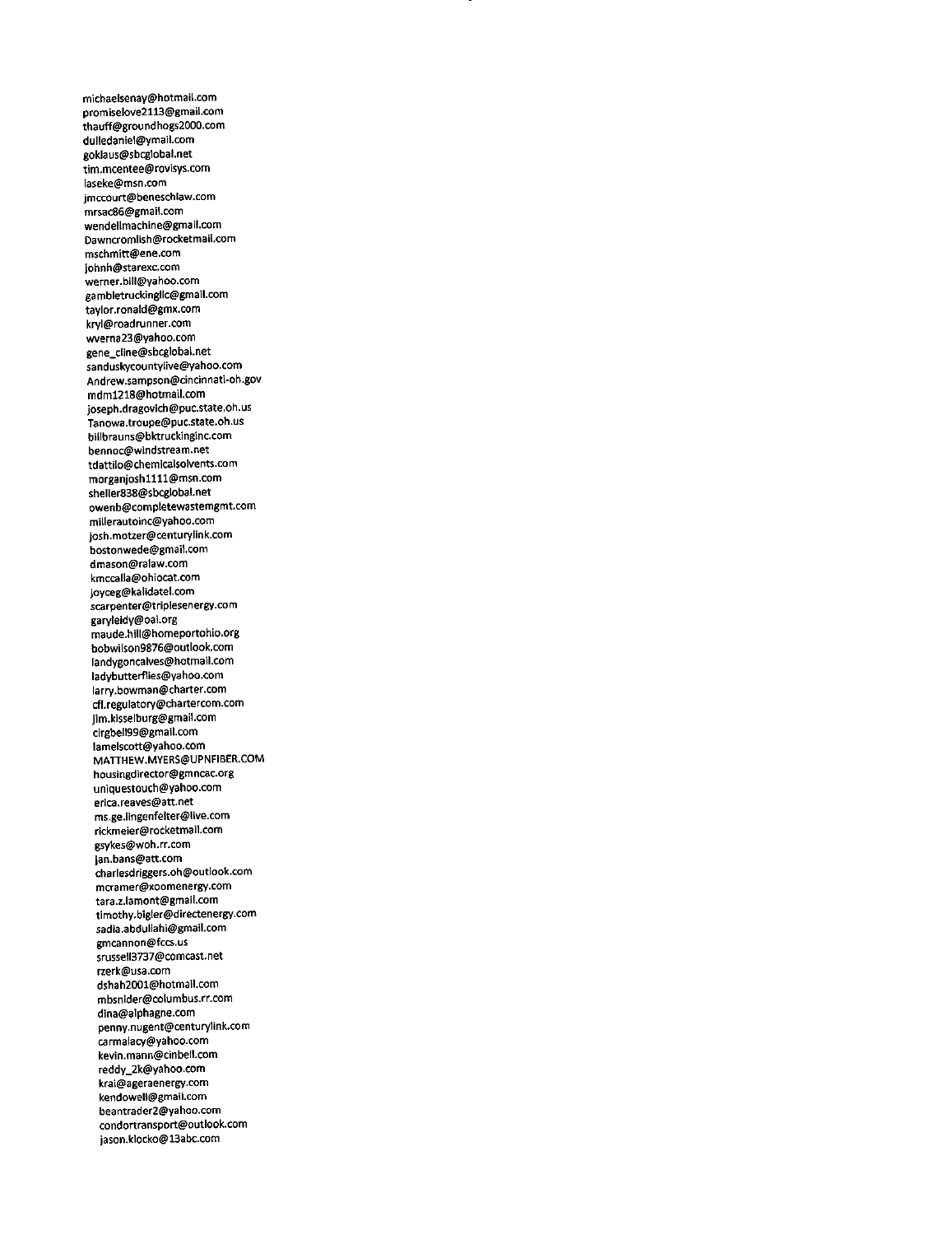michaelsenay@hotmail.com
promiselove2113@gmail.com
thauff@groundhogs2000.com
dulledaniel@ymail.com
goklaus@sbcglobal.net
tim.mcentee@rovisys.com
laseke@msn.com
jmccourt@beneschlaw.com
mrsac86@gmail.com
wendellmachine@gmail.com
Dawncromlish@rocketmail.com
mschmitt@ene.com
johnh@starexc.com
werner.bill@yahoo.com
gambletruckingllc@gmail.com
taylor.ronald@gmx.com
kryl@roadrunner.com
wverna23@yahoo.com
gene_cline@sbcglobal.net
sanduskycountylive@yahoo.com
Andrew.sampson@cincinnati-oh.gov
mdm1218@hotmail.com
joseph.dragovich@puc.state.oh.us
Tanowa.troupe@puc.state.oh.us
billbrauns@bktruckinginc.com
bennoc@windstream.net
tdattilo@chemicalsolvents.com
morganjosh1111@msn.com
sheller838@sbcglobal.net
owenb@completewastemgmt.com
millerautoinc@yahoo.com
josh.motzer@centurylink.com
bostonwede@gmail.com
dmason@ralaw.com
kmccalla@ohiocat.com
joyceg@kalidatel.com
scarpenter@triplesenergy.com
garyleidy@oai.org
maude.hill@homeportohio.org
bobwilson9876@outlook.com
landygoncalves@hotmail.com
ladybutterflies@yahoo.com
larry.bowman@charter.com
cfl.regulatory@chartercom.com
jim.kisselburg@gmail.com
clrgbell99@gmail.com
lamelscott@yahoo.com
MATTHEW.MYERS@UPNFIBER.COM
housingdirector@gmncac.org
uniquestouch@yahoo.com
erica.reaves@att.net
ms.ge.lingenfelter@live.com
rickmeier@rocketmail.com
gsykes@woh.rr.com
jan.bans@att.com
charlesdriggers.oh@outlook.com
mcramer@xoomenergy.com
tara.z.lamont@gmail.com
timothy.bigler@directenergy.com
sadia.abdullahi@gmail.com
gmcannon@fccs.us
srussell3737@comcast.net
rzerk@usa.com
dshah2001@hotmail.com
mbsnider@columbus.rr.com
dina@alphagne.com
penny.nugent@centurylink.com
carmalacy@yahoo.com
kevin.mann@cinbell.com
reddy_2k@yahoo.com
krai@ageraenergy.com
kendowell@gmail.com
beantrader2@yahoo.com
condortransport@outlook.com
jason.klocko@13abc.com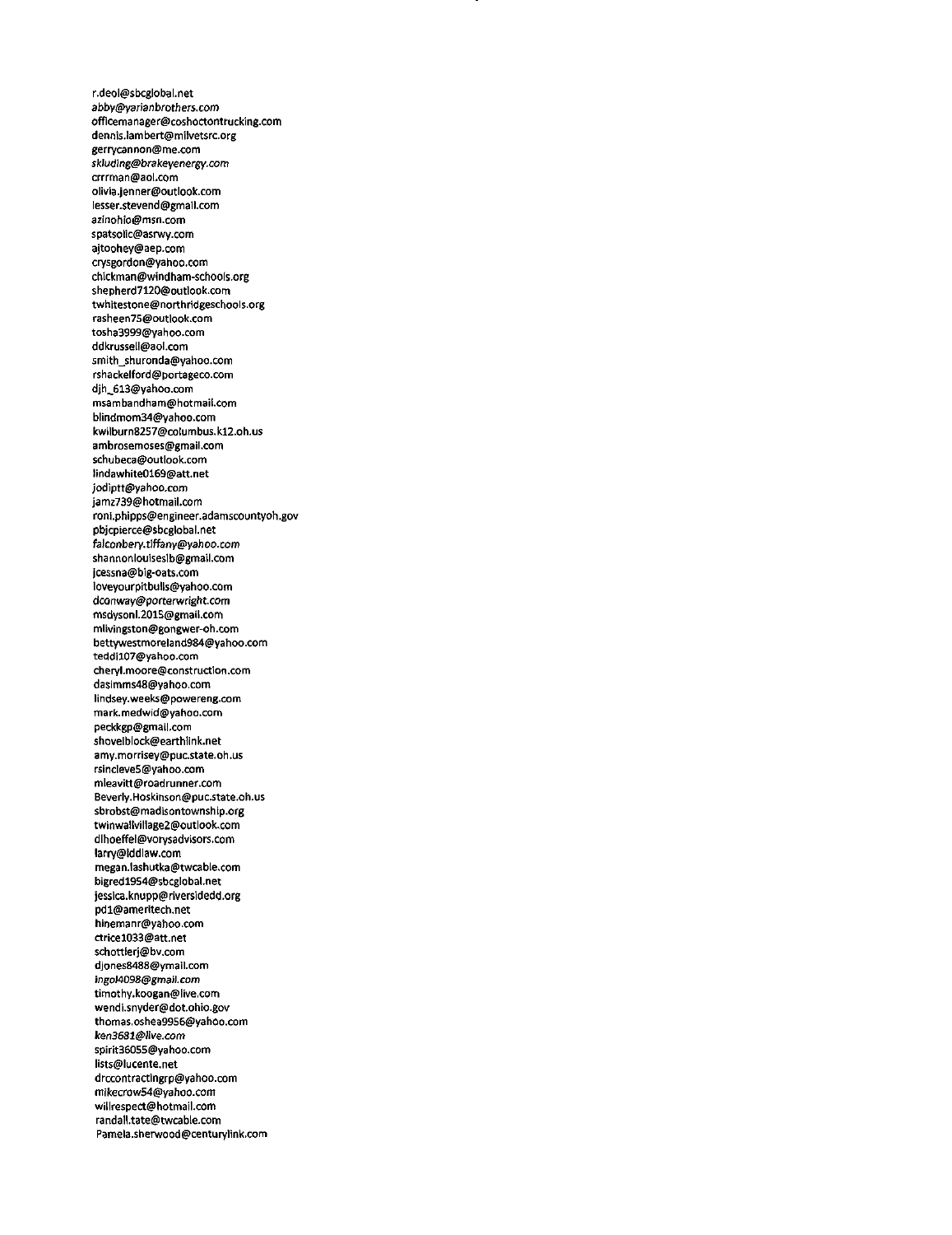r.deol@sbcglobal.net
abby@yarianbrothers.com
officemanager@coshoctontrucking.com
dennis.lambert@milvetsrc.org
gerrycannon@me.com
skluding@brakeyenergy.com
crrrman@aol.com
olivia.jenner@outlook.com
lesser.stevend@gmail.com
azinohio@msn.com
spatsolic@asrwy.com
ajtoohey@aep.com
crysgordon@yahoo.com
chickman@windham-schools.org
shepherd7120@outlook.com
twhitestone@northridgeschools.org
rasheen75@outlook.com
tosha3999@yahoo.com
ddkrussell@aol.com
smith_shuronda@yahoo.com
rshackelford@portageco.com
djh_613@yahoo.com
msambandham@hotmail.com
blindmom34@yahoo.com
kwilburn8257@columbus.k12.oh.us
ambrosemoses@gmail.com
schubeca@outlook.com
lindawhite0169@att.net
jodiptt@yahoo.com
jamz739@hotmail.com
roni.phipps@engineer.adamscountyoh.gov
pbjcpierce@sbcglobal.net
falconbery.tiffany@yahoo.com
shannonlouiseslb@gmail.com
jcessna@big-oats.com
loveyourpitbulls@yahoo.com
dconway@porterwright.com
msdysonl.2015@gmail.com
mlivingston@gongwer-oh.com
bettywestmoreland984@yahoo.com
teddi107@yahoo.com
cheryl.moore@construction.com
dasimms48@yahoo.com
lindsey.weeks@powereng.com
mark.medwid@yahoo.com
peckkgp@gmail.com
shovelblock@earthlink.net
amy.morrisey@puc.state.oh.us
rsincleve5@yahoo.com
mleavitt@roadrunner.com
Beverly.Hoskinson@puc.state.oh.us
sbrobst@madisontownship.org
twinwallvillage2@outlook.com
dlhoeffel@vorysadvisors.com
larry@lddlaw.com
megan.lashutka@twcable.com
bigred1954@sbcglobal.net
jessica.knupp@riversidedd.org
pd1@ameritech.net
hinemanr@yahoo.com
ctrice1033@att.net
schottlerj@bv.com
djones8488@ymail.com
ingol4098@gmail.com
timothy.koogan@live.com
wendi.snyder@dot.ohio.gov
thomas.oshea9956@yahoo.com
ken3681@live.com
spirit36055@yahoo.com
lists@lucente.net
drccontractingrp@yahoo.com
mikecrow54@yahoo.com
willrespect@hotmail.com
randall.tate@twcable.com
Pamela.sherwood@centurylink.com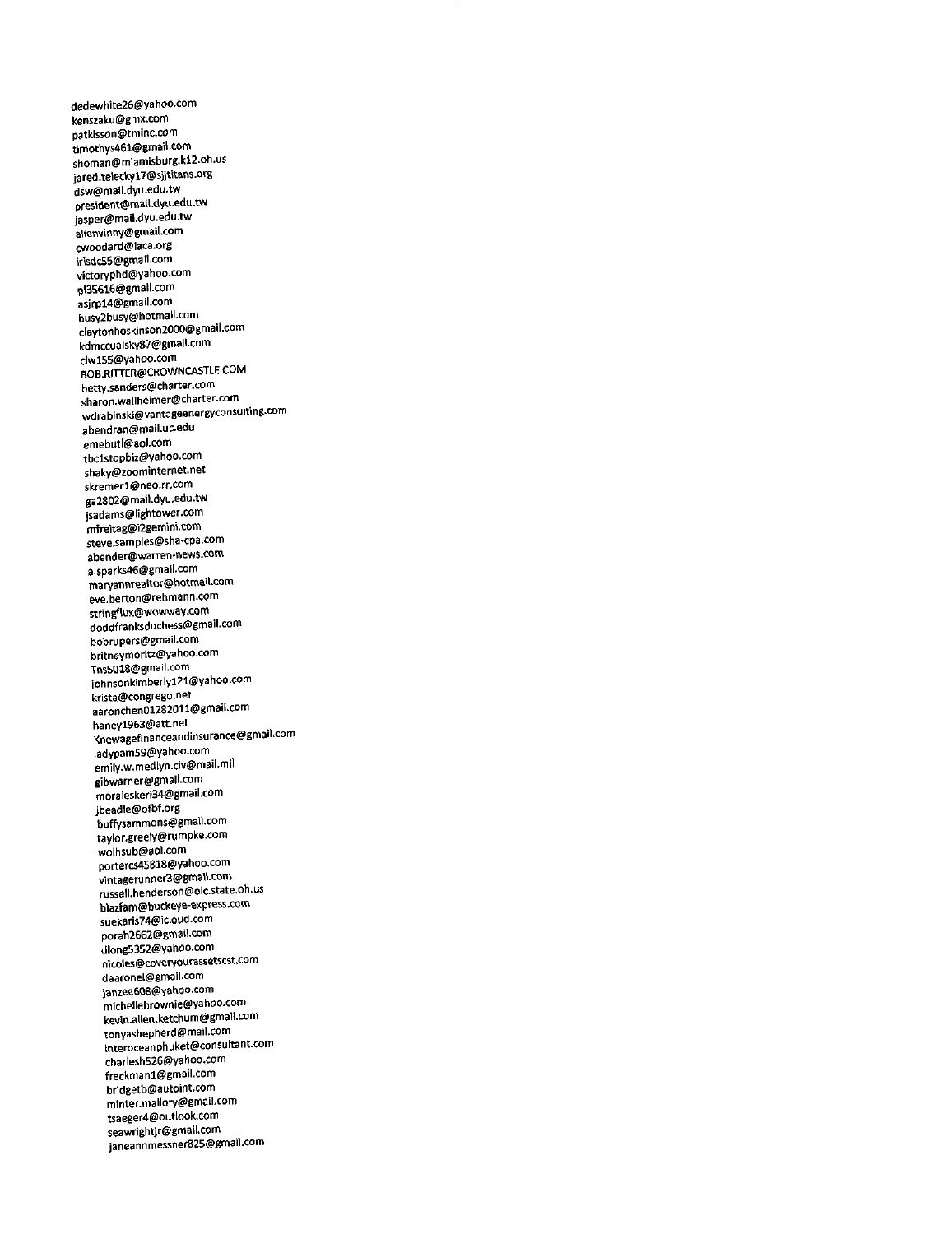dedewhite26@yahoo.com
kenszaku@gmx.com
patkisson@tminc.com
timothys461@gmail.com
shoman@miamisburg.k12.oh.us
jared.telecky17@sjjtitans.org
dsw@mail.dyu.edu.tw
president@mail.dyu.edu.tw
jasper@mail.dyu.edu.tw
alienvinny@gmail.com
cwoodard@laca.org
irisdc55@gmail.com
victoryphd@yahoo.com
pl35616@gmail.com
asjrp14@gmail.com
busy2busy@hotmail.com
claytonhoskinson2000@gmail.com
kdmccualsky87@gmail.com
clw155@yahoo.com
BOB.RITTER@CROWNCASTLE.COM
betty.sanders@charter.com
sharon.wallheimer@charter.com
wdrabinski@vantageenergyconsulting.com
abendran@mail.uc.edu
emebutl@aol.com
tbc1stopbiz@yahoo.com
shaky@zoominternet.net
skremer1@neo.rr.com
ga2802@mail.dyu.edu.tw
jsadams@lightower.com
mfreitag@i2gemini.com
steve.samples@sha-cpa.com
abender@warren-news.com
a.sparks46@gmail.com
maryannrealtor@hotmail.com
eve.berton@rehmann.com
stringflux@wowway.com
doddfranksduchess@gmail.com
bobrupers@gmail.com
britneymoritz@yahoo.com
Tns5018@gmail.com
johnsonkimberly121@yahoo.com
krista@congrego.net
aaronchen01282011@gmail.com
haney1963@att.net
Knewagefinanceandinsurance@gmail.com
ladypam59@yahoo.com
emily.w.medlyn.civ@mail.mil
gibwarner@gmail.com
moraleskeri34@gmail.com
jbeadle@ofbf.org
buffysammons@gmail.com
taylor.greely@rumpke.com
wolhsub@aol.com
portercs45818@yahoo.com
vintagerunner3@gmail.com
russell.henderson@olc.state.oh.us
blazfam@buckeye-express.com
suekaris74@icloud.com
porah2662@gmail.com
dlong5352@yahoo.com
nicoles@coveryourassetscst.com
daaronel@gmail.com
janzee608@yahoo.com
michellebrownie@yahoo.com
kevin.allen.ketchum@gmail.com
tonyashepherd@mail.com
interoceanphuket@consultant.com
charlesh526@yahoo.com
freckman1@gmail.com
bridgetb@autoint.com
minter.mallory@gmail.com
tsaeger4@outlook.com
seawrightjr@gmail.com
janeannmessner825@gmail.com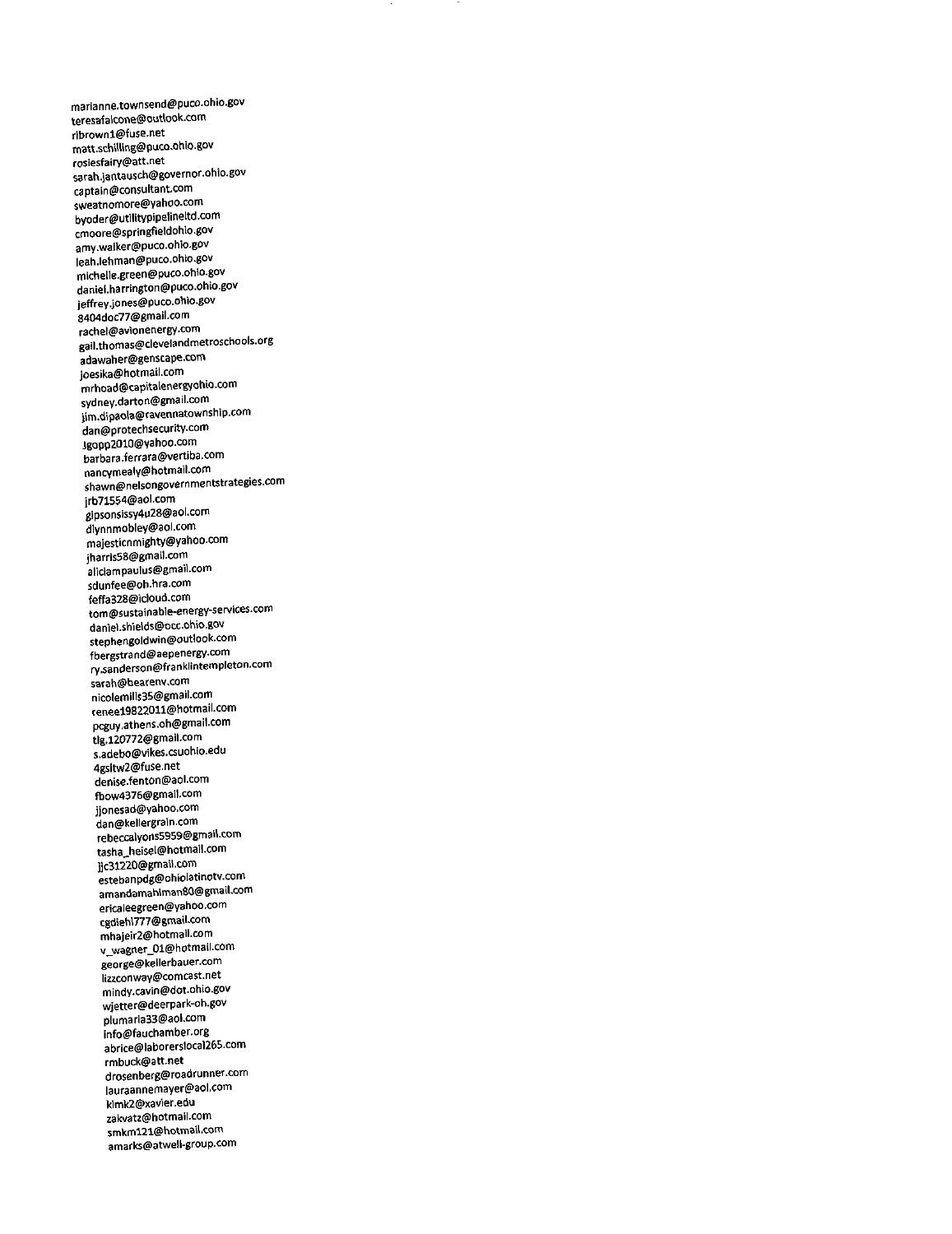marianne.townsend@puco.ohio.gov
teresafalcone@outlook.com
rlbrown1@fuse.net
matt.schilling@puco.ohio.gov
rosiesfairy@att.net
sarah.jantausch@governor.ohio.gov
captain@consultant.com
sweatnomore@yahoo.com
byoder@utilitypipelineltd.com
cmoore@springfieldohio.gov
amy.walker@puco.ohio.gov
leah.lehman@puco.ohio.gov
michelle.green@puco.ohio.gov
daniel.harrington@puco.ohio.gov
jeffrey.jones@puco.ohio.gov
8404doc77@gmail.com
rachel@avionenergy.com
gail.thomas@clevelandmetroschools.org
adawaher@genscape.com
joesika@hotmail.com
mrhoad@capitalenergyohio.com
sydney.darton@gmail.com
jim.dipaola@ravennatownship.com
dan@protechsecurity.com
lgopp2010@yahoo.com
barbara.ferrara@vertiba.com
nancymealy@hotmail.com
shawn@nelsongovernmentstrategies.com
jrb71554@aol.com
gipsonsissy4u28@aol.com
dlynnmobley@aol.com
majesticnmighty@yahoo.com
jharris58@gmail.com
aliciampaulus@gmail.com
sdunfee@oh.hra.com
feffa328@icloud.com
tom@sustainable-energy-services.com
daniel.shields@occ.ohio.gov
stephengoldwin@outlook.com
fbergstrand@aepenergy.com
ry.sanderson@franklintempleton.com
sarah@bearenv.com
nicolemills35@gmail.com
renee19822011@hotmail.com
pcguy.athens.oh@gmail.com
tlg.120772@gmail.com
s.adebo@vikes.csuohio.edu
4gsltw2@fuse.net
denise.fenton@aol.com
fbow4376@gmail.com
jjonesad@yahoo.com
dan@kellergrain.com
rebeccalyons5959@gmail.com
tasha_heisel@hotmail.com
jjc31220@gmail.com
estebanpdg@ohiolatinotv.com
amandamahlman80@gmail.com
ericaleegreen@yahoo.com
cgdiehl777@gmail.com
mhajeir2@hotmail.com
v_wagner_01@hotmail.com
george@kellerbauer.com
lizzconway@comcast.net
mindy.cavin@dot.ohio.gov
wjetter@deerpark-oh.gov
plumaria33@aol.com
info@fauchamber.org
abrice@laborerslocal265.com
rmbuck@att.net
drosenberg@roadrunner.com
lauraannemayer@aol.com
klmk2@xavier.edu
zakvatz@hotmail.com
smkm121@hotmail.com
amarks@atwell-group.com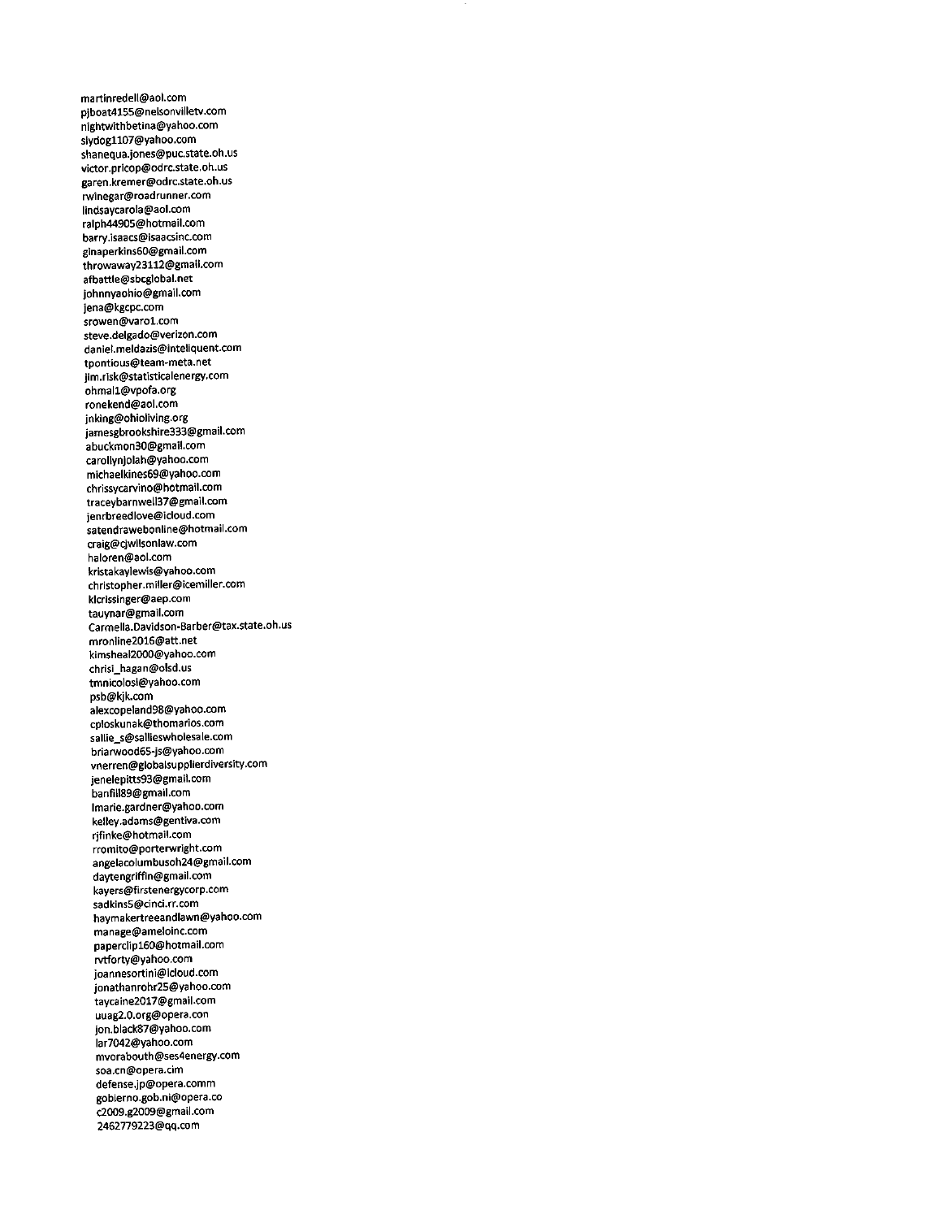martinredell@aol.com
pjboat4155@nelsonvilletv.com
nightwithbetina@yahoo.com
slydog1107@yahoo.com
shanequa.jones@puc.state.oh.us
victor.pricop@odrc.state.oh.us
garen.kremer@odrc.state.oh.us
rwinegar@roadrunner.com
lindsaycarola@aol.com
ralph44905@hotmail.com
barry.isaacs@isaacsinc.com
ginaperkins60@gmail.com
throwaway23112@gmail.com
afbattle@sbcglobal.net
johnnyaohio@gmail.com
jena@kgcpc.com
srowen@varo1.com
steve.delgado@verizon.com
daniel.meldazis@inteliquent.com
tpontious@team-meta.net
jim.risk@statisticalenergy.com
ohmail1@vpofa.org
ronekend@aol.com
jnking@ohioliving.org
jamesgbrookshire333@gmail.com
abuckmon30@gmail.com
carollynjolah@yahoo.com
michaelkines69@yahoo.com
chrissycarvino@hotmail.com
traceybarnwell37@gmail.com
jenrbreedlove@icloud.com
satendrawebonline@hotmail.com
craig@cjwilsonlaw.com
haloren@aol.com
kristakaylewis@yahoo.com
christopher.miller@icemiller.com
klcrissinger@aep.com
tauynar@gmail.com
Carmella.Davidson-Barber@tax.state.oh.us
mronline2016@att.net
kimsheal2000@yahoo.com
chrisi_hagan@olsd.us
tmnicolosi@yahoo.com
psb@kjk.com
alexcopeland98@yahoo.com
cploskunak@thomarios.com
sallie_s@sallieswholesale.com
briarwood65-js@yahoo.com
vnerren@globalsupplierdiversity.com
jenelepitts93@gmail.com
banfill89@gmail.com
lmarie.gardner@yahoo.com
kelley.adams@gentiva.com
rjfinke@hotmail.com
rromito@porterwright.com
angelacolumbusoh24@gmail.com
daytengriffin@gmail.com
kayers@firstenergycorp.com
sadkins5@cinci.rr.com
haymakertreeandlawn@yahoo.com
manage@ameloinc.com
paperclip160@hotmail.com
rvtforty@yahoo.com
joannesortini@icloud.com
jonathanrohr25@yahoo.com
taycaine2017@gmail.com
uuag2.0.org@opera.con
jon.black87@yahoo.com
lar7042@yahoo.com
mvorabouth@ses4energy.com
soa.cn@opera.cim
defense.jp@opera.comm
gobierno.gob.ni@opera.co
c2009.g2009@gmail.com
2462779223@qq.com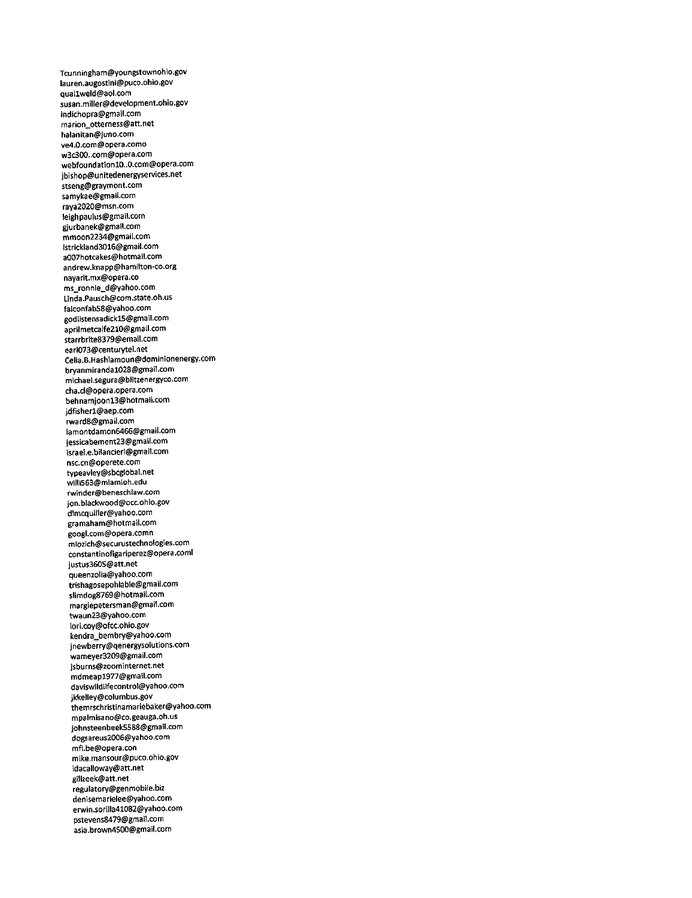Tcunningham@youngstownohio.gov
lauren.augostini@puco.ohio.gov
qual1weld@aol.com
susan.miller@development.ohio.gov
indichopra@gmail.com
marion_otterness@att.net
halanitan@juno.com
ve4.0.com@opera.como
w3c300..com@opera.com
webfoundation10..0.com@opera.com
jbishop@unitedenergyservices.net
stseng@graymont.com
samykae@gmail.com
raya2020@msn.com
leighpaulus@gmail.com
gjurbanek@gmail.com
mmoon2234@gmail.com
lstrickland3016@gmail.com
a007hotcakes@hotmail.com
andrew.knapp@hamilton-co.org
nayarit.mx@opera.co
ms_ronnie_d@yahoo.com
Linda.Pausch@com.state.oh.us
falconfab58@yahoo.com
godlistensadick15@gmail.com
aprilmetcalfe210@gmail.com
starrbrite8379@email.com
earl073@centurytel.net
Celia.B.Hashlamoun@dominionenergy.com
bryanmiranda1028@gmail.com
michael.segura@blitzenergyco.com
cha.cl@opera.opera.com
behnamjoon13@hotmail.com
jdfisher1@aep.com
rward8@gmail.com
lamontdamon6466@gmail.com
jessicabement23@gmail.com
israel.e.bilancieri@gmail.com
nsc.cn@operete.com
typeavley@sbcglobal.net
willi563@miamioh.edu
rwinder@beneschlaw.com
jon.blackwood@occ.ohio.gov
dlmcquiller@yahoo.com
gramaham@hotmail.com
googl.com@opera.comn
mlozich@securustechnologies.com
constantinofigariperez@opera.coml
justus3605@att.net
queenzolia@yahoo.com
trishagosepohlable@gmail.com
slimdog8769@hotmail.com
margiepetersman@gmail.com
twaun23@yahoo.com
lori.coy@ofcc.ohio.gov
kendra_bembry@yahoo.com
jnewberry@qenergysolutions.com
wameyer3209@gmail.com
jsburns@zoominternet.net
mdmeap1977@gmail.com
daviswildlifecontrol@yahoo.com
jkkelley@columbus.gov
themrschristinamariebaker@yahoo.com
mpalmisano@co.geauga.oh.us
johnsteenbeek5588@gmail.com
dogsareus2006@yahoo.com
mfi.be@opera.con
mike.mansour@puco.ohio.gov
idacalloway@att.net
gillzeek@att.net
regulatory@genmobile.biz
denisemarielee@yahoo.com
erwin.sorilla41082@yahoo.com
pstevens8479@gmail.com
asia.brown4500@gmail.com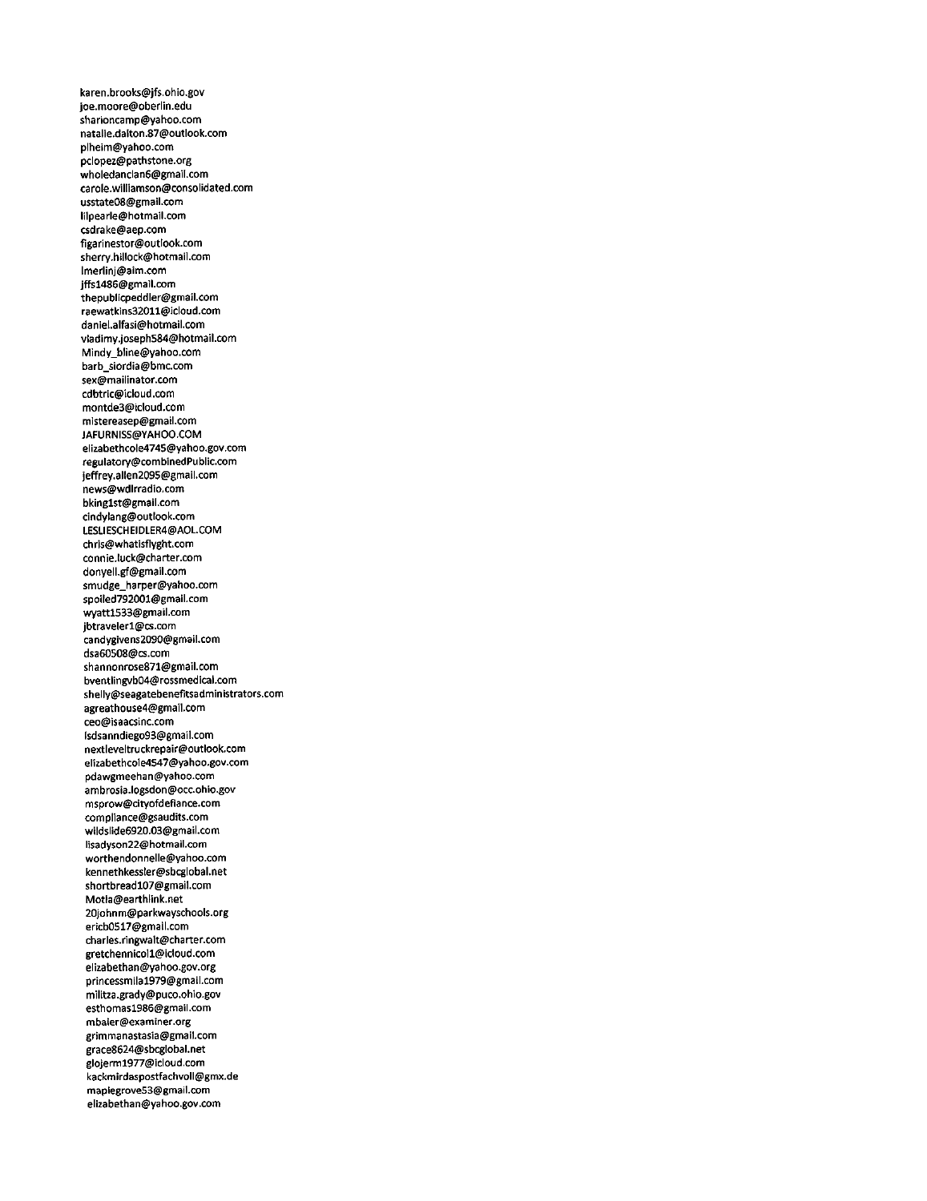karen.brooks@jfs.ohio.gov
joe.moore@oberlin.edu
sharioncamp@yahoo.com
natalie.dalton.87@outlook.com
plheim@yahoo.com
pclopez@pathstone.org
wholedanclan6@gmail.com
carole.williamson@consolidated.com
usstate08@gmail.com
lilpearle@hotmail.com
csdrake@aep.com
figarinestor@outlook.com
sherry.hillock@hotmail.com
lmerlinj@aim.com
jffs1486@gmail.com
thepublicpeddler@gmail.com
raewatkins32011@icloud.com
daniel.alfasi@hotmail.com
vladimy.joseph584@hotmail.com
Mindy_bline@yahoo.com
barb_siordia@bmc.com
sex@mailinator.com
cdbtric@icloud.com
montde3@icloud.com
mistereasep@gmail.com
JAFURNISS@YAHOO.COM
elizabethcole4745@yahoo.gov.com
regulatory@combinedPublic.com
jeffrey.allen2095@gmail.com
news@wdlrradio.com
bking1st@gmail.com
cindylang@outlook.com
LESLIESCHEIDLER4@AOL.COM
chris@whatisflyght.com
connie.luck@charter.com
donyell.gf@gmail.com
smudge_harper@yahoo.com
spoiled792001@gmail.com
wyatt1533@gmail.com
jbtraveler1@cs.com
candygivens2090@gmail.com
dsa60508@cs.com
shannonrose871@gmail.com
bventlingvb04@rossmedical.com
shelly@seagatebenefitsadministrators.com
agreathouse4@gmail.com
ceo@isaacsinc.com
lsdsanndiego93@gmail.com
nextleveltruckrepair@outlook.com
elizabethcole4547@yahoo.gov.com
pdawgmeehan@yahoo.com
ambrosia.logsdon@occ.ohio.gov
msprow@cityofdefiance.com
compliance@gsaudits.com
wildslide6920.03@gmail.com
lisadyson22@hotmail.com
worthendonnelle@yahoo.com
kennethkessler@sbcglobal.net
shortbread107@gmail.com
Motla@earthlink.net
20johnm@parkwayschools.org
ericb0517@gmail.com
charles.ringwalt@charter.com
gretchennicol1@icloud.com
elizabethan@yahoo.gov.org
princessmila1979@gmail.com
militza.grady@puco.ohio.gov
esthomas1986@gmail.com
mbaier@examiner.org
grimmanastasia@gmail.com
grace8624@sbcglobal.net
glojerm1977@icloud.com
kackmirdaspostfachvoll@gmx.de
maplegrove53@gmail.com
elizabethan@yahoo.gov.com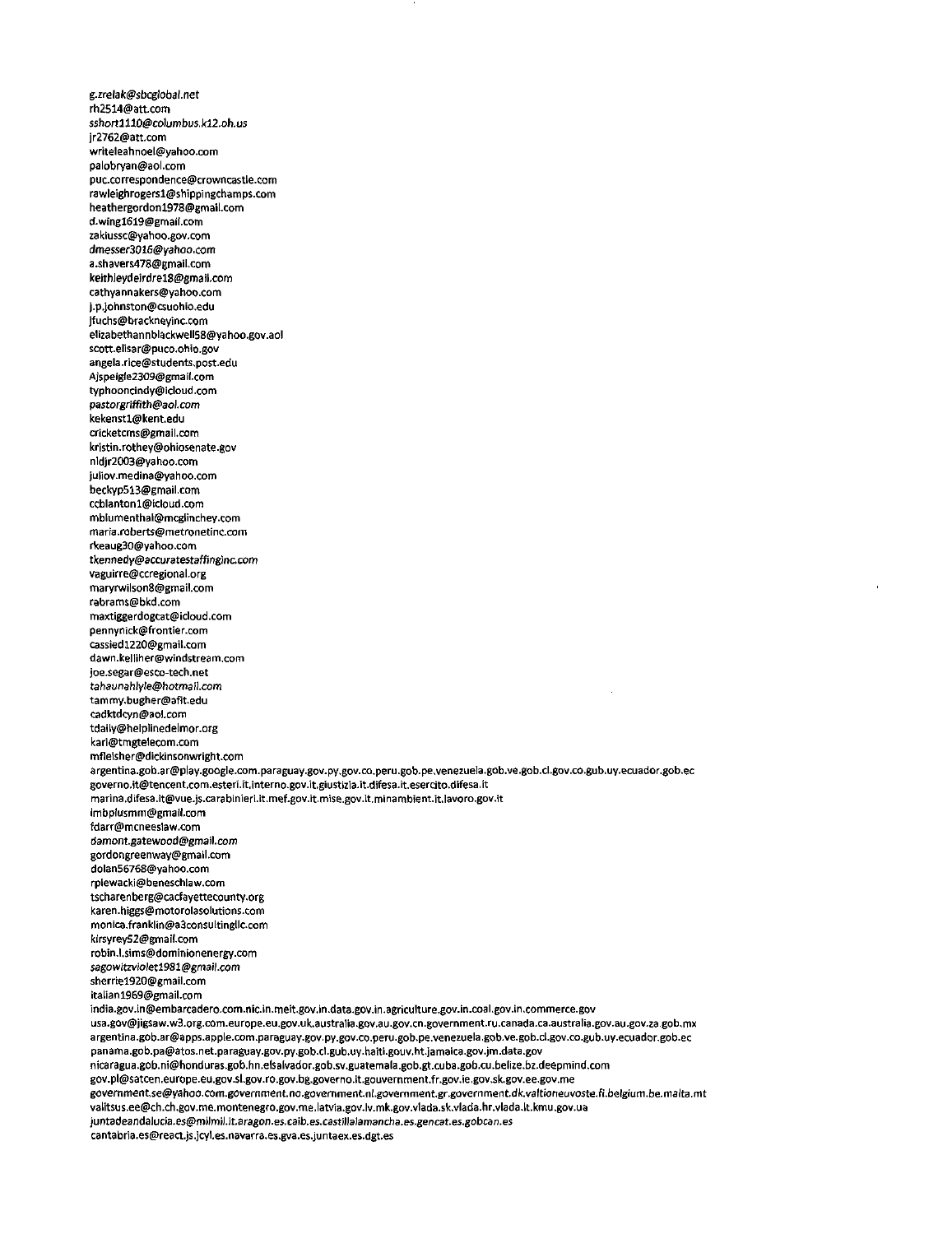g.zrelak@sbcglobal.net
rh2514@att.com
sshort1110@columbus.k12.oh.us
jr2762@att.com
writeleahnoel@yahoo.com
palobryan@aol.com
puc.correspondence@crowncastle.com
rawleighrogers1@shippingchamps.com
heathergordon1978@gmail.com
d.wing1619@gmail.com
zakiussc@yahoo.gov.com
dmesser3016@yahoo.com
a.shavers478@gmail.com
keithleydeirdre18@gmail.com
cathyannakers@yahoo.com
j.p.johnston@csuohio.edu
jfuchs@brackneyinc.com
elizabethannblackwell58@yahoo.gov.aol
scott.elisar@puco.ohio.gov
angela.rice@students.post.edu
Ajspeigle2309@gmail.com
typhooncindy@icloud.com
pastorgriffith@aol.com
kekenst1@kent.edu
cricketcms@gmail.com
kristin.rothey@ohiosenate.gov
nldjr2003@yahoo.com
juliov.medina@yahoo.com
beckyp513@gmail.com
ccblanton1@icloud.com
mblumenthal@mcglinchey.com
maria.roberts@metronetinc.com
rkeaug30@yahoo.com
tkennedy@accuratestaffinginc.com
vaguirre@ccregional.org
maryrwilson8@gmail.com
rabrams@bkd.com
maxtiggerdogcat@icloud.com
pennynick@frontier.com
cassied1220@gmail.com
dawn.kelliher@windstream.com
joe.segar@esco-tech.net
tahaunahlyle@hotmail.com
tammy.bugher@afit.edu
cadktdcyn@aol.com
tdaily@helplinedelmor.org
kari@tmgtelecom.com
mfleisher@dickinsonwright.com
argentina.gob.ar@play.google.com.paraguay.gov.py.gov.co.peru.gob.pe.venezuela.gob.ve.gob.cl.gov.co.gub.uy.ecuador.gob.ec
governo.it@tencent.com.esteri.it.interno.gov.it.giustizia.it.difesa.it.esercito.difesa.it
marina.difesa.it@vue.js.carabinieri.it.mef.gov.it.mise.gov.it.minambient.it.lavoro.gov.it
lmbplusmm@gmail.com
fdarr@mcneeslaw.com
damont.gatewood@gmail.com
gordongreenway@gmail.com
dolan56768@yahoo.com
rplewacki@beneschlaw.com
tscharenberg@cacfayettecounty.org
karen.higgs@motorolasolutions.com
monica.franklin@a3consultingllc.com
kirsyrey52@gmail.com
robin.l.sims@dominionenergy.com
sagowitzviolet1981@gmail.com
sherrie1920@gmail.com
italian1969@gmail.com
india.gov.in@embarcadero.com.nic.in.meit.gov.in.data.gov.in.agriculture.gov.in.coal.gov.in.commerce.gov
usa.gov@jigsaw.w3.org.com.europe.eu.gov.uk.australia.gov.au.gov.cn.government.ru.canada.ca.australia.gov.au.gov.za.gob.mx
argentina.gob.ar@apps.apple.com.paraguay.gov.py.gov.co.peru.gob.pe.venezuela.gob.ve.gob.cl.gov.co.gub.uy.ecuador.gob.ec
panama.gob.pa@atos.net.paraguay.gov.py.gob.cl.gub.uy.haiti.gouv.ht.jamaica.gov.jm.data.gov
nicaragua.gob.ni@honduras.gob.hn.elsalvador.gob.sv.guatemala.gob.gt.cuba.gob.cu.belize.bz.deepmind.com
gov.pl@satcen.europe.eu.gov.si.gov.ro.gov.bg.governo.it.gouvernment.fr.gov.ie.gov.sk.gov.ee.gov.me
government.se@yahoo.com.government.no.government.nl.government.gr.government.dk.valtioneuvoste.fi.belgium.be.malta.mt
valitsus.ee@ch.ch.gov.me.montenegro.gov.me.latvia.gov.lv.mk.gov.vlada.sk.vlada.hr.vlada.lt.kmu.gov.ua
juntadeandalucia.es@milmil.it.aragon.es.caib.es.castillalamancha.es.gencat.es.gobcan.es
cantabria.es@react.js.jcyl.es.navarra.es.gva.es.juntaex.es.dgt.es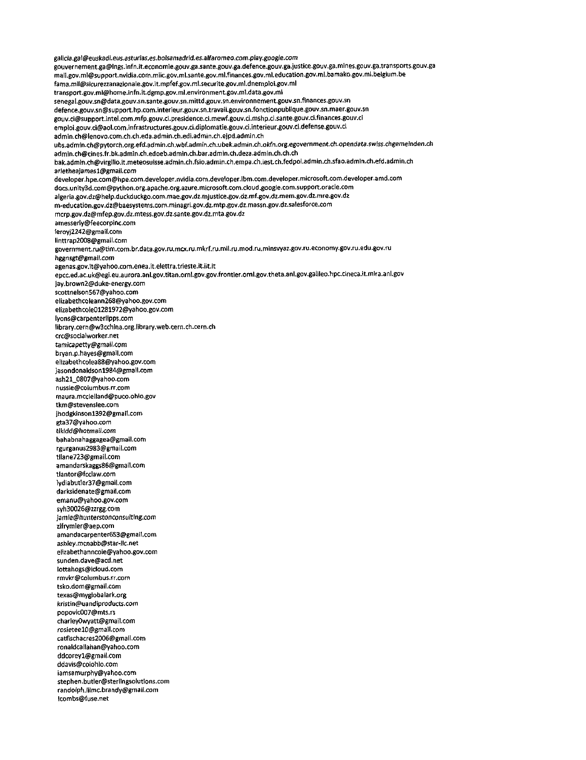galicia.gal@euskadi.eus.asturias.es.bolsamadrid.es.alfaromeo.com.play.google.com
gouvernement.ga@lngs.infn.it.economie.gouv.ga.sante.gouv.ga.defence.gouv.ga.justice.gouv.ga.mines.gouv.ga.transports.gouv.ga
mail.gov.ml@support.nvidia.com.miic.gov.ml.sante.gov.ml.finances.gov.ml.education.gov.ml.bamako.gov.ml.belgium.be
fama.mil@sicurezzanazionale.gov.it.mpfef.gov.ml.securite.gov.ml.dnemploi.gov.ml
transport.gov.ml@home.infn.it.dgmp.gov.ml.environment.gov.ml.data.gov.ml
senegal.gouv.sn@data.gouv.sn.sante.gouv.sn.mittd.gouv.sn.environnement.gouv.sn.finances.gouv.sn
defence.gouv.sn@support.hp.com.interieur.gouv.sn.travail.gouv.sn.fonctionpublique.gouv.sn.maer.gouv.sn
gouv.ci@support.intel.com.mfp.gouv.ci.presidence.ci.mewf.gouv.ci.mshp.ci.sante.gouv.ci.finances.gouv.ci
emploi.gouv.ci@aol.com.infrastructures.gouv.ci.diplomatie.gouv.ci.interieur.gouv.ci.defense.gouv.ci
admin.ch@lenovo.com.ch.ch.eda.admin.ch.edi.admin.ch.ejpd.admin.ch
ubs.admin.ch@pytorch.org.efd.admin.ch.wbf.admin.ch.ubek.admin.ch.okfn.org.egovernment.ch.opendata.swiss.chgemeinden.ch
admin.ch@cines.fr.bk.admin.ch.edoeb.admin.ch.bar.admin.ch.deza.admin.ch.ch.ch
bak.admin.ch@virgilio.it.meteosuisse.admin.ch.fsio.admin.ch.empa.ch.iest.ch.fedpol.admin.ch.sfao.admin.ch.efd.admin.ch
arletheajames1@gmail.com
developer.hpe.com@hpe.com.developer.nvidia.com.developer.ibm.com.developer.microsoft.com.developer.amd.com
docs.unity3d.com@python.org.apache.org.azure.microsoft.com.cloud.google.com.support.oracle.com
algeria.gov.dz@help.duckduckgo.com.mae.gov.dz.mjustice.gov.dz.mf.gov.dz.mem.gov.dz.mre.gov.dz
m-education.gov.dz@baesystems.com.minagri.gov.dz.mtp.gov.dz.massn.gov.dz.salesforce.com
mcrp.gov.dz@mfep.gov.dz.mtess.gov.dz.sante.gov.dz.mta.gov.dz
amesserly@feecorpinc.com
leroyj2242@gmail.com
linttrap2008@gmail.com
government.ru@tim.com.br.data.gov.ru.mcx.ru.mkrf.ru.mil.ru.mod.ru.minsvyaz.gov.ru.economy.gov.ru.edu.gov.ru
hggnsgt@gmail.com
agenas.gov.it@yahoo.com.enea.it.elettra.trieste.it.iit.it
epcc.ed.ac.uk@egi.eu.aurora.anl.gov.titan.ornl.gov.frontier.ornl.gov.theta.anl.gov.galileo.hpc.cineca.it.mira.anl.gov
jay.brown2@duke-energy.com
scottnelson567@yahoo.com
elizabethcoleann268@yahoo.gov.com
elizabethcole01281972@yahoo.gov.com
lyons@carpenterlipps.com
library.cern@w3cchina.org.library.web.cern.ch.cern.ch
crc@socialworker.net
tamicapetty@gmail.com
bryan.p.hayes@gmail.com
elizabethcolea88@yahoo.gov.com
jasondonaldson1984@gmail.com
ash21_0807@yahoo.com
nussie@columbus.rr.com
maura.mcclelland@puco.ohio.gov
tkm@stevenslee.com
jhodgkinson1392@gmail.com
gta37@yahoo.com
tlkidd@hotmail.com
bahabnahaggagea@gmail.com
rgurganus2983@gmail.com
tllane723@gmail.com
amandarskaggs86@gmail.com
tlantor@fcclaw.com
lydiabutler37@gmail.com
darksidenate@gmail.com
emanu@yahoo.gov.com
syh30026@zzrgg.com
jamie@hunterstonconsulting.com
zlfrymier@aep.com
amandacarpenter653@gmail.com
ashley.mcnabb@star-llc.net
elizabethanncole@yahoo.gov.com
sunden.dave@acd.net
lottahogs@icloud.com
rmvkr@columbus.rr.com
tsko.dom@gmail.com
texas@myglobalark.org
kristin@uandiproducts.com
popovic007@mts.rs
charley0wyatt@gmail.com
rosietee10@gmail.com
catfischacres2006@gmail.com
ronaldcallahan@yahoo.com
ddcorey1@gmail.com
ddavis@coiohio.com
iamsamurphy@yahoo.com
stephen.butler@sterlingsolutions.com
randolph.iiimc.brandy@gmail.com
lcombs@fuse.net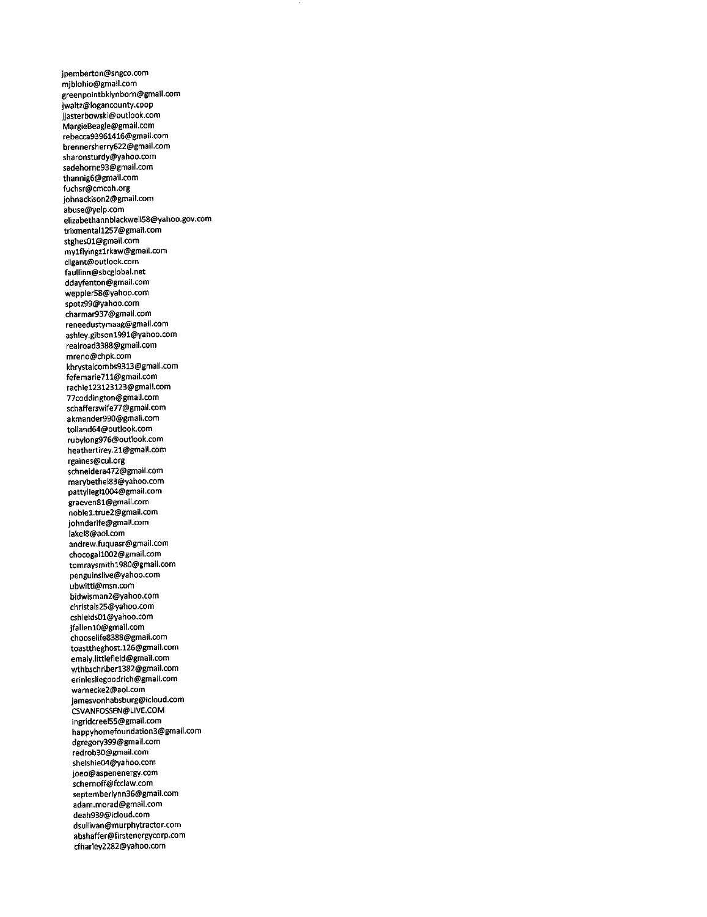jpemberton@sngco.com
mjblohio@gmail.com
greenpointbklynborn@gmail.com
jwaltz@logancounty.coop
jjasterbowski@outlook.com
MargieBeagle@gmail.com
rebecca93961416@gmail.com
brennersherry622@gmail.com
sharonsturdy@yahoo.com
sadehorne93@gmail.com
thannig6@gmail.com
fuchsr@cmcoh.org
johnackison2@gmail.com
abuse@yelp.com
elizabethannblackwell58@yahoo.gov.com
trixmental1257@gmail.com
stghes01@gmail.com
my1flyingz1rkaw@gmail.com
dlgant@outlook.com
faullinn@sbcglobal.net
ddayfenton@gmail.com
weppler58@yahoo.com
spotz99@yahoo.com
charmar937@gmail.com
reneedustymaag@gmail.com
ashley.gibson1991@yahoo.com
realroad3388@gmail.com
mreno@chpk.com
khrystalcombs9313@gmail.com
fefemarie711@gmail.com
rachie123123123@gmail.com
77coddington@gmail.com
schafferswife77@gmail.com
akmander990@gmail.com
tolland64@outlook.com
rubylong976@outlook.com
heathertirey.21@gmail.com
rgaines@cul.org
schneidera472@gmail.com
marybethel83@yahoo.com
pattyliegl1004@gmail.com
graeven81@gmail.com
noble1.true2@gmail.com
johndarife@gmail.com
lakel8@aol.com
andrew.fuquasr@gmail.com
chocogal1002@gmail.com
tomraysmith1980@gmail.com
penguinslive@yahoo.com
ubwitti@msn.com
bidwisman2@yahoo.com
christals25@yahoo.com
cshields01@yahoo.com
jfallen10@gmail.com
chooselife8388@gmail.com
toasttheghost.126@gmail.com
emaly.littlefield@gmail.com
wthbschriber1382@gmail.com
erinlesliegoodrich@gmail.com
warnecke2@aol.com
jamesvonhabsburg@icloud.com
CSVANFOSSEN@LIVE.COM
ingridcreel55@gmail.com
happyhomefoundation3@gmail.com
dgregory399@gmail.com
redrob30@gmail.com
shelshie04@yahoo.com
joeo@aspenenergy.com
schernoff@fcclaw.com
septemberlynn36@gmail.com
adam.morad@gmail.com
deah939@icloud.com
dsullivan@murphytractor.com
abshaffer@firstenergycorp.com
cfharley2282@yahoo.com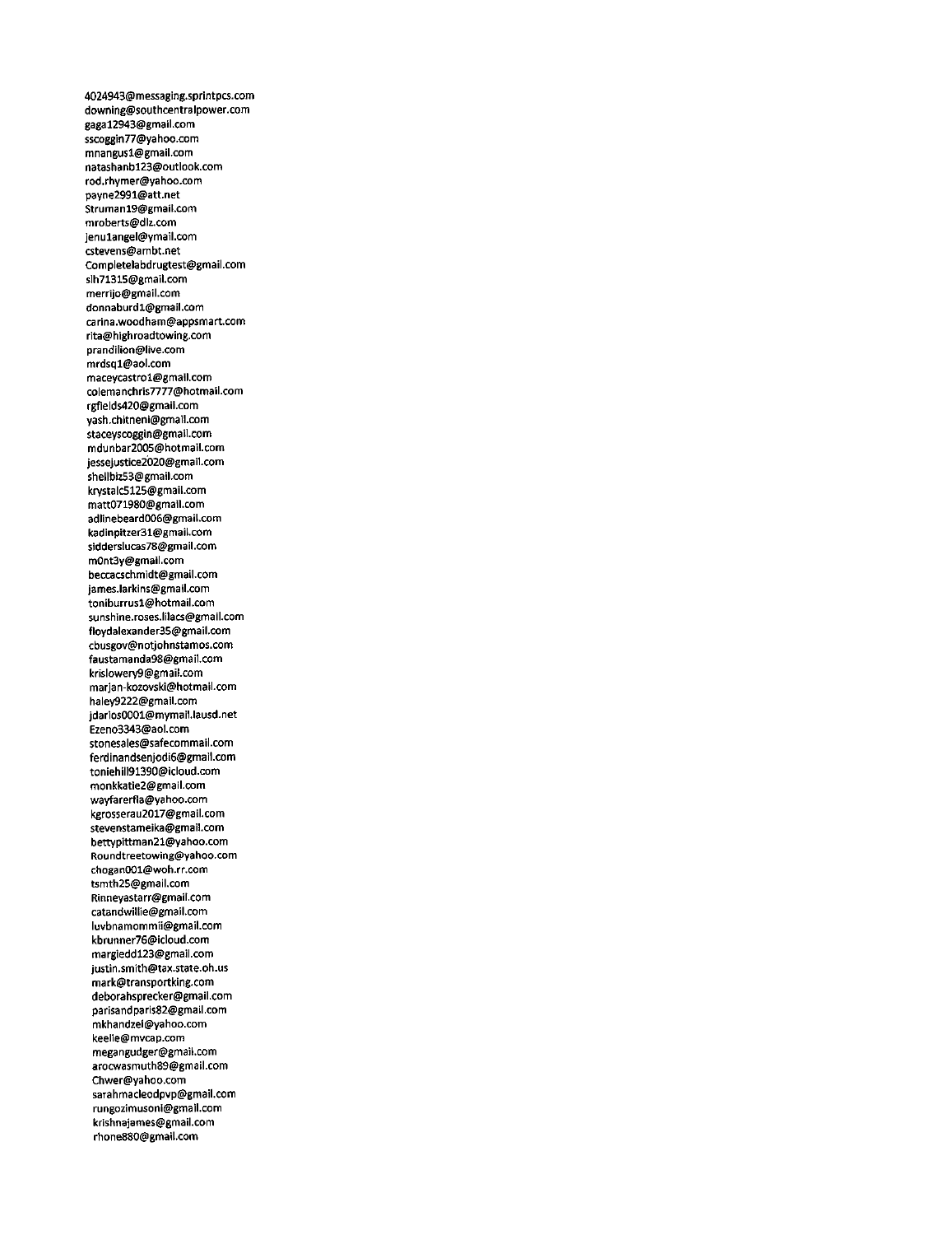4024943@messaging.sprintpcs.com
downing@southcentralpower.com
gaga12943@gmail.com
sscoggin77@yahoo.com
mnangus1@gmail.com
natashanb123@outlook.com
rod.rhymer@yahoo.com
payne2991@att.net
Struman19@gmail.com
mroberts@dlz.com
jenu1angel@ymail.com
cstevens@ambt.net
Completelabdrugtest@gmail.com
slh71315@gmail.com
merrijo@gmail.com
donnaburd1@gmail.com
carina.woodham@appsmart.com
rita@highroadtowing.com
prandilion@live.com
mrdsq1@aol.com
maceycastro1@gmail.com
colemanchris7777@hotmail.com
rgfields420@gmail.com
yash.chitneni@gmail.com
staceyscoggin@gmail.com
mdunbar2005@hotmail.com
jessejustice2020@gmail.com
shellbiz53@gmail.com
krystalc5125@gmail.com
matt071980@gmail.com
adlinebeard006@gmail.com
kadinpitzer31@gmail.com
sidderslucas78@gmail.com
m0nt3y@gmail.com
beccacschmidt@gmail.com
james.larkins@gmail.com
toniburrus1@hotmail.com
sunshine.roses.lilacs@gmail.com
floydalexander35@gmail.com
cbusgov@notjohnstamos.com
faustamanda98@gmail.com
krislowery9@gmail.com
marjan-kozovski@hotmail.com
haley9222@gmail.com
jdarlos0001@mymail.lausd.net
Ezeno3343@aol.com
stonesales@safecommail.com
ferdinandsenjodi6@gmail.com
toniehill91390@icloud.com
monkkatie2@gmail.com
wayfarerfla@yahoo.com
kgrosserau2017@gmail.com
stevenstameika@gmail.com
bettypittman21@yahoo.com
Roundtreetowing@yahoo.com
chogan001@woh.rr.com
tsmth25@gmail.com
Rinneyastarr@gmail.com
catandwillie@gmail.com
luvbnamommii@gmail.com
kbrunner76@icloud.com
margiedd123@gmail.com
justin.smith@tax.state.oh.us
mark@transportking.com
deborahsprecker@gmail.com
parisandparis82@gmail.com
mkhandzel@yahoo.com
keelie@mvcap.com
megangudger@gmail.com
arocwasmuth89@gmail.com
Chwer@yahoo.com
sarahmacleodpvp@gmail.com
rungozimusoni@gmail.com
krishnajames@gmail.com
rhone880@gmail.com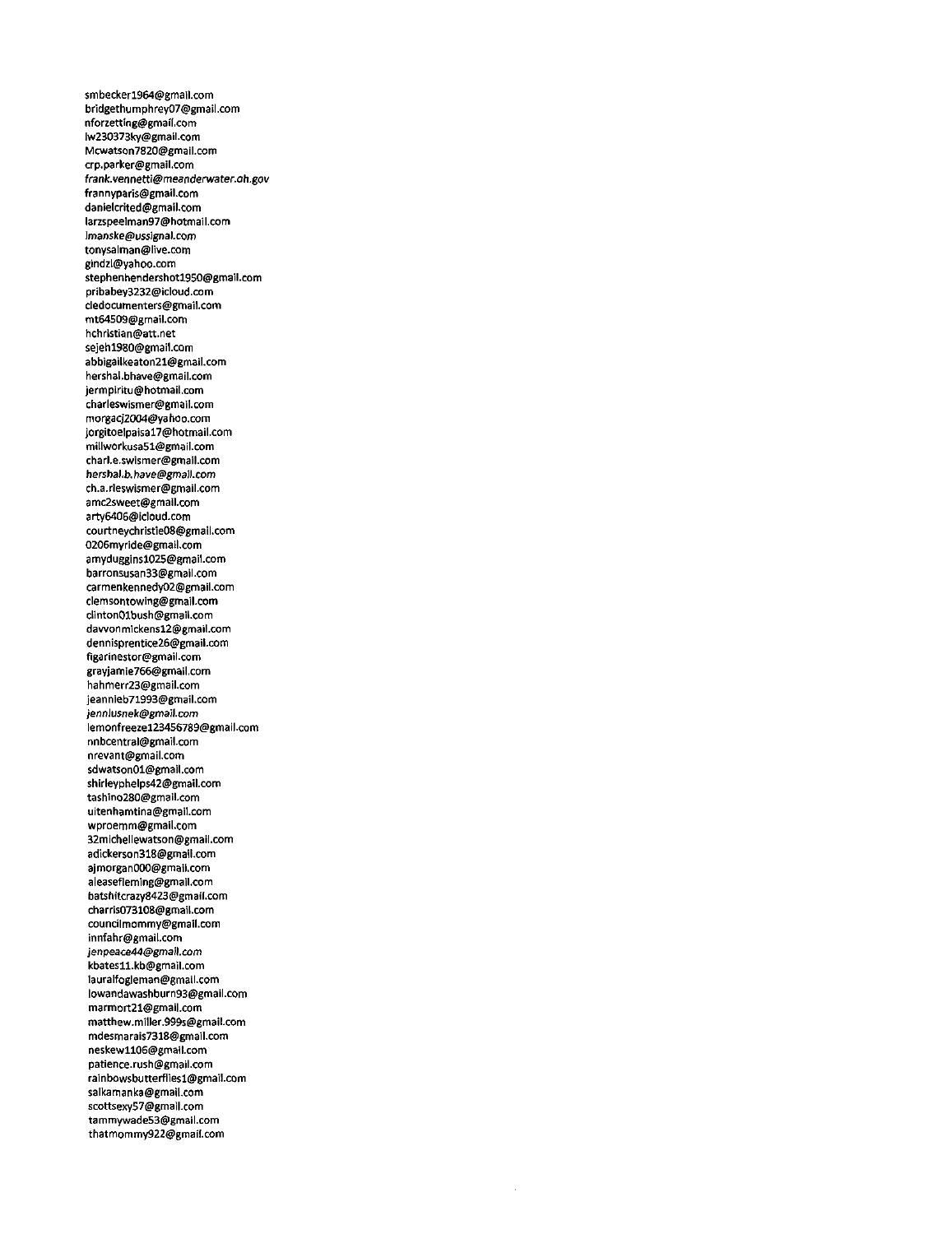smbecker1964@gmail.com
bridgethumphrey07@gmail.com
nforzetting@gmail.com
lw230373ky@gmail.com
Mcwatson7820@gmail.com
crp.parker@gmail.com
*frank.vennetti@meanderwater.oh.gov*
frannyparis@gmail.com
danielcrited@gmail.com
larzspeelman97@hotmail.com
*lmanske@ussignal.com*
tonysalman@live.com
gindzl@yahoo.com
stephenhendershot1950@gmail.com
pribabey3232@icloud.com
cledocumenters@gmail.com
mt64509@gmail.com
hchristian@att.net
sejeh1980@gmail.com
abbigailkeaton21@gmail.com
hershal.bhave@gmail.com
jermpiritu@hotmail.com
charleswismer@gmail.com
morgacj2004@yahoo.com
jorgitoelpaisa17@hotmail.com
millworkusa51@gmail.com
charl.e.swismer@gmail.com
*hershal.b.have@gmail.com*
ch.a.rleswismer@gmail.com
amc2sweet@gmail.com
arty6406@icloud.com
courtneychristie08@gmail.com
0206myride@gmail.com
amyduggins1025@gmail.com
barronsusan33@gmail.com
carmenkennedy02@gmail.com
clemsontowing@gmail.com
clinton01bush@gmail.com
davvonmickens12@gmail.com
dennisprentice26@gmail.com
figarinestor@gmail.com
grayjamie766@gmail.com
hahmerr23@gmail.com
jeannieb71993@gmail.com
*jennlusnek@gmail.com*
lemonfreeze123456789@gmail.com
nnbcentral@gmail.com
nrevant@gmail.com
sdwatson01@gmail.com
shirleyphelps42@gmail.com
tashino280@gmail.com
uitenhamtina@gmail.com
wproemm@gmail.com
32michellewatson@gmail.com
adickerson318@gmail.com
ajmorgan000@gmail.com
aleasefleming@gmail.com
batshitcrazy8423@gmail.com
charris073108@gmail.com
councilmommy@gmail.com
innfahr@gmail.com
*jenpeace44@gmail.com*
kbates11.kb@gmail.com
lauralfogleman@gmail.com
lowandawashburn93@gmail.com
marmort21@gmail.com
matthew.miller.999s@gmail.com
mdesmarais7318@gmail.com
neskew1106@gmail.com
patience.rush@gmail.com
rainbowsbutterflies1@gmail.com
salkamanka@gmail.com
scottsexy57@gmail.com
tammywade53@gmail.com
thatmommy922@gmail.com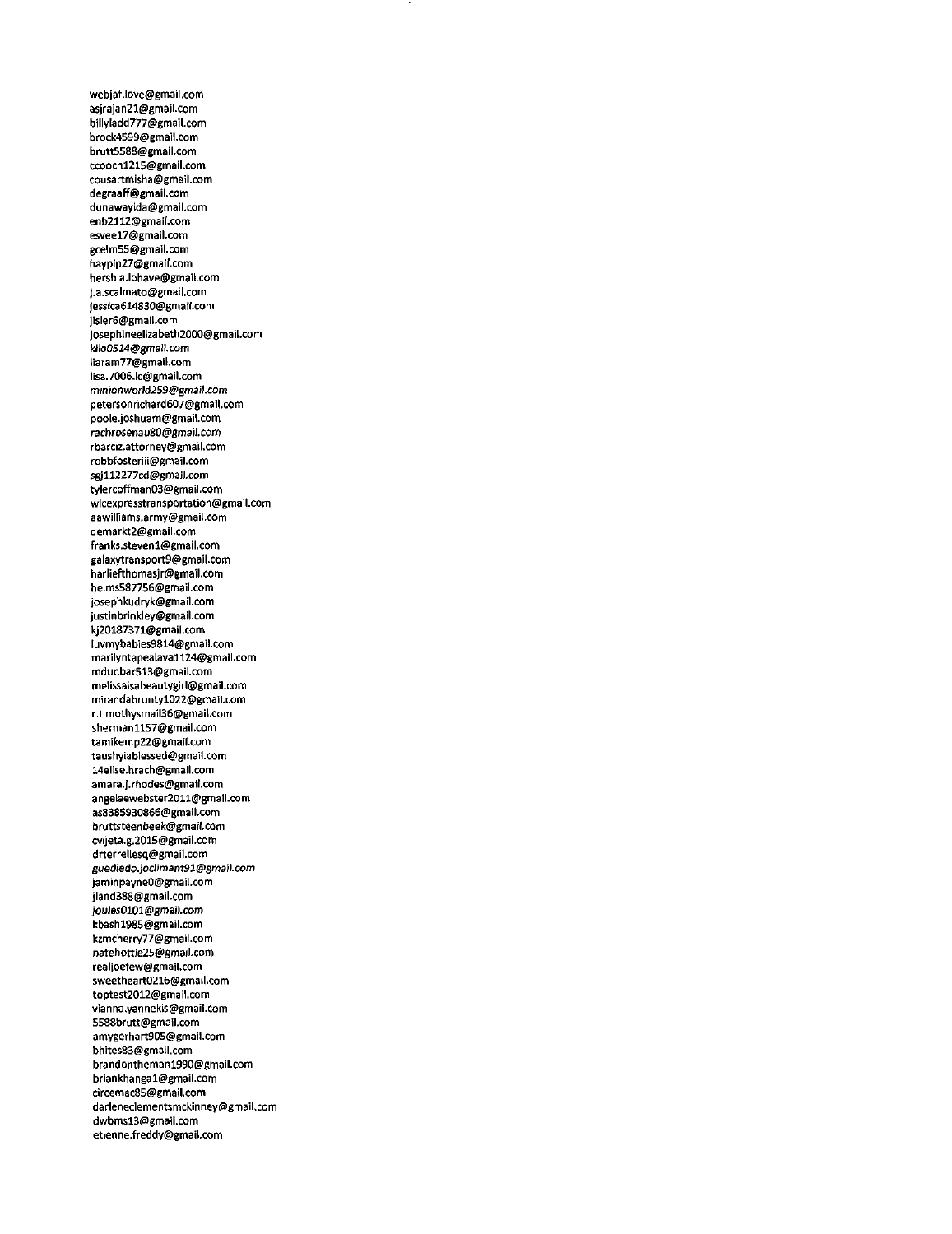webjaf.love@gmail.com
asjrajan21@gmail.com
billyladd777@gmail.com
brock4599@gmail.com
brutt5588@gmail.com
ccooch1215@gmail.com
cousartmisha@gmail.com
degraaff@gmail.com
dunawayida@gmail.com
enb2112@gmail.com
esvee17@gmail.com
gcelm55@gmail.com
haypip27@gmail.com
hersh.a.lbhave@gmail.com
j.a.scalmato@gmail.com
jessica614830@gmail.com
jisler6@gmail.com
josephineelizabeth2000@gmail.com
*kilo0514@gmail.com*
liaram77@gmail.com
lisa.7006.lc@gmail.com
*minionworld259@gmail.com*
petersonrichard607@gmail.com
poole.joshuam@gmail.com
*rachrosenau80@gmail.com*
rbarciz.attorney@gmail.com
robbfosteriii@gmail.com
sgj112277cd@gmail.com
tylercoffman03@gmail.com
wlcexpresstransportation@gmail.com
aawilliams.army@gmail.com
demarkt2@gmail.com
franks.steven1@gmail.com
galaxytransport9@gmail.com
harliefthomasjr@gmail.com
helms587756@gmail.com
josephkudryk@gmail.com
justinbrinkley@gmail.com
kj20187371@gmail.com
luvmybabies9814@gmail.com
marilyntapealava1124@gmail.com
mdunbar513@gmail.com
melissaisabeautygirl@gmail.com
mirandabrunty1022@gmail.com
r.timothysmail36@gmail.com
sherman1157@gmail.com
tamikemp22@gmail.com
taushyiablessed@gmail.com
14elise.hrach@gmail.com
amara.j.rhodes@gmail.com
angelaewebster2011@gmail.com
as8385930866@gmail.com
bruttsteenbeek@gmail.com
cvijeta.g.2015@gmail.com
drterrellesq@gmail.com
*guediedo.joclimant91@gmail.com*
jaminpayne0@gmail.com
jland388@gmail.com
joules0101@gmail.com
kbash1985@gmail.com
kzmcherry77@gmail.com
natehottie25@gmail.com
realjoefew@gmail.com
sweetheart0216@gmail.com
toptest2012@gmail.com
vianna.yannekis@gmail.com
5588brutt@gmail.com
amygerhart905@gmail.com
bhites83@gmail.com
brandontheman1990@gmail.com
briankhanga1@gmail.com
circemac85@gmail.com
darleneclementsmckinney@gmail.com
dwbms13@gmail.com
etienne.freddy@gmail.com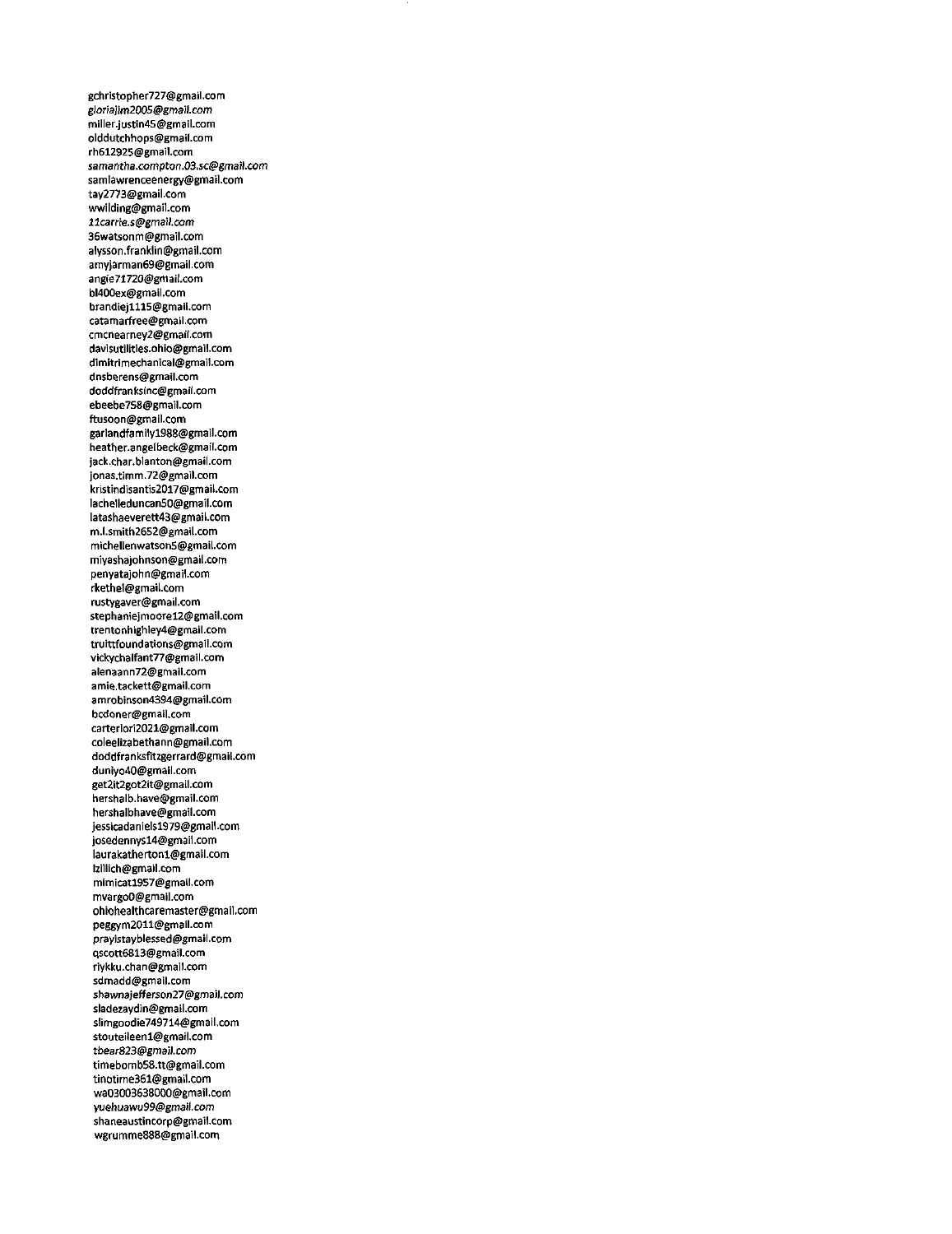gchristopher727@gmail.com
*gloriajim2005@gmail.com*
miller.justin45@gmail.com
olddutchhops@gmail.com
rh612925@gmail.com
*samantha.compton.03.sc@gmail.com*
samlawrenceenergy@gmail.com
tay2773@gmail.com
wwilding@gmail.com
*11carrie.s@gmail.com*
36watsonm@gmail.com
alysson.franklin@gmail.com
amyjarman69@gmail.com
angie71720@gmail.com
bl400ex@gmail.com
brandiej1115@gmail.com
catamarfree@gmail.com
cmcnearney2@gmail.com
davisutilities.ohio@gmail.com
dimitrimechanical@gmail.com
dnsberens@gmail.com
doddfranksinc@gmail.com
ebeebe758@gmail.com
ftusoon@gmail.com
garlandfamily1988@gmail.com
heather.angelbeck@gmail.com
jack.char.blanton@gmail.com
jonas.timm.72@gmail.com
kristindisantis2017@gmail.com
lachelleduncan50@gmail.com
latashaeverett43@gmail.com
m.l.smith2652@gmail.com
michellenwatson5@gmail.com
miyashajohnson@gmail.com
penyatajohn@gmail.com
rkethel@gmail.com
rustygaver@gmail.com
stephaniejmoore12@gmail.com
trentonhighley4@gmail.com
truittfoundations@gmail.com
vickychalfant77@gmail.com
alenaann72@gmail.com
amie.tackett@gmail.com
amrobinson4394@gmail.com
bcdoner@gmail.com
carterlori2021@gmail.com
coleelizabethann@gmail.com
doddfranksfitzgerrard@gmail.com
duniyo40@gmail.com
get2it2got2it@gmail.com
hershalb.have@gmail.com
hershalbhave@gmail.com
jessicadaniels1979@gmail.com
josedennys14@gmail.com
laurakatherton1@gmail.com
lzillich@gmail.com
mimicat1957@gmail.com
mvargo0@gmail.com
ohiohealthcaremaster@gmail.com
peggym2011@gmail.com
prayistayblessed@gmail.com
qscott6813@gmail.com
riykku.chan@gmail.com
sdmadd@gmail.com
*shawnajefferson27@gmail.com*
sladezaydin@gmail.com
slimgoodie749714@gmail.com
stouteileen1@gmail.com
*tbear823@gmail.com*
timebomb58.tt@gmail.com
tinotime361@gmail.com
wa03003638000@gmail.com
*yuehuawu99@gmail.com*
shaneaustincorp@gmail.com
wgrumme888@gmail.com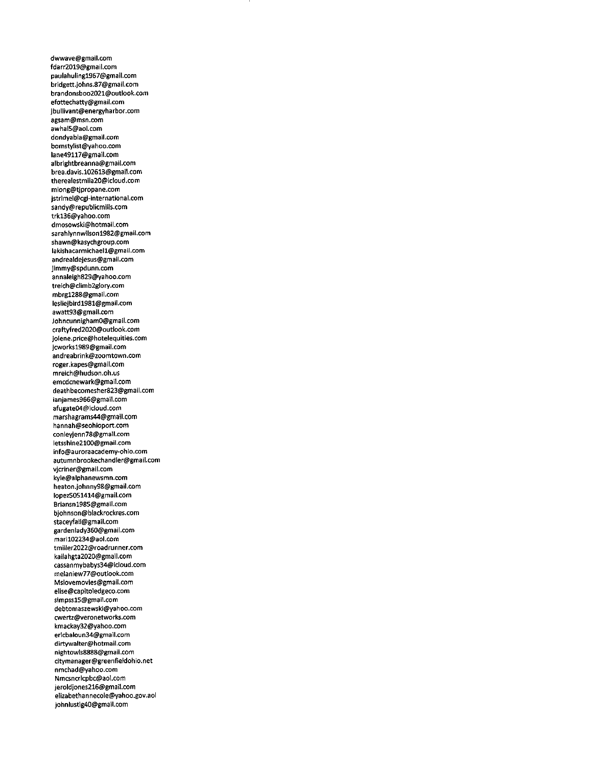dwwave@gmail.com
fdarr2019@gmail.com
paulahuling1967@gmail.com
bridgett.johns.87@gmail.com
brandonsboo2021@outlook.com
efottechatty@gmail.com
jbullivant@energyharbor.com
agsam@msn.com
awhal5@aol.com
dondyabla@gmail.com
bomstylist@yahoo.com
lane49117@gmail.com
albrightbreanna@gmail.com
brea.davis.102613@gmail.com
therealestmila20@icloud.com
mlong@tjpropane.com
jstrimel@cgi-international.com
sandy@republicmills.com
trk136@yahoo.com
dmosowski@hotmail.com
sarahlynnwilson1982@gmail.com
shawn@kasychgroup.com
lakishacarmichael1@gmail.com
andrealdejesus@gmail.com
jimmy@spdunn.com
annaleigh829@yahoo.com
treich@climb2glory.com
mbrg1288@gmail.com
lesliejbird1981@gmail.com
awatt93@gmail.com
Johncunnigham0@gmail.com
craftyfred2020@outlook.com
jolene.price@hotelequities.com
jcworks1989@gmail.com
andreabrink@zoomtown.com
roger.kapes@gmail.com
mreich@hudson.oh.us
emcdcnewark@gmail.com
deathbecomesher823@gmail.com
ianjames966@gmail.com
afugate04@icloud.com
marshagrams44@gmail.com
hannah@seohioport.com
conleyjenn78@gmail.com
letsshine2100@gmail.com
info@auroraacademy-ohio.com
autumnbrookechandler@gmail.com
vjcriner@gmail.com
kyle@alphanewsmn.com
heaton.johnny98@gmail.com
lopez5051414@gmail.com
Briansn1985@gmail.com
bjohnson@blackrockres.com
staceyfail@gmail.com
gardenlady360@gmail.com
mari102234@aol.com
tmiller2022@roadrunner.com
kailahgta2020@gmail.com
cassanmybabys34@icloud.com
melaniew77@outlook.com
Mslovemovies@gmail.com
elise@capitoledgeco.com
simpss15@gmail.com
debtomaszewski@yahoo.com
cwertz@veronetworks.com
kmackay32@yahoo.com
ericbaloun34@gmail.com
dirtywalter@hotmail.com
nightowls8888@gmail.com
citymanager@greenfieldohio.net
nmchad@yahoo.com
Nmcsncrlcpbc@aol.com
jeroldjones216@gmail.com
elizabethannecole@yahoo.gov.aol
johnlustig40@gmail.com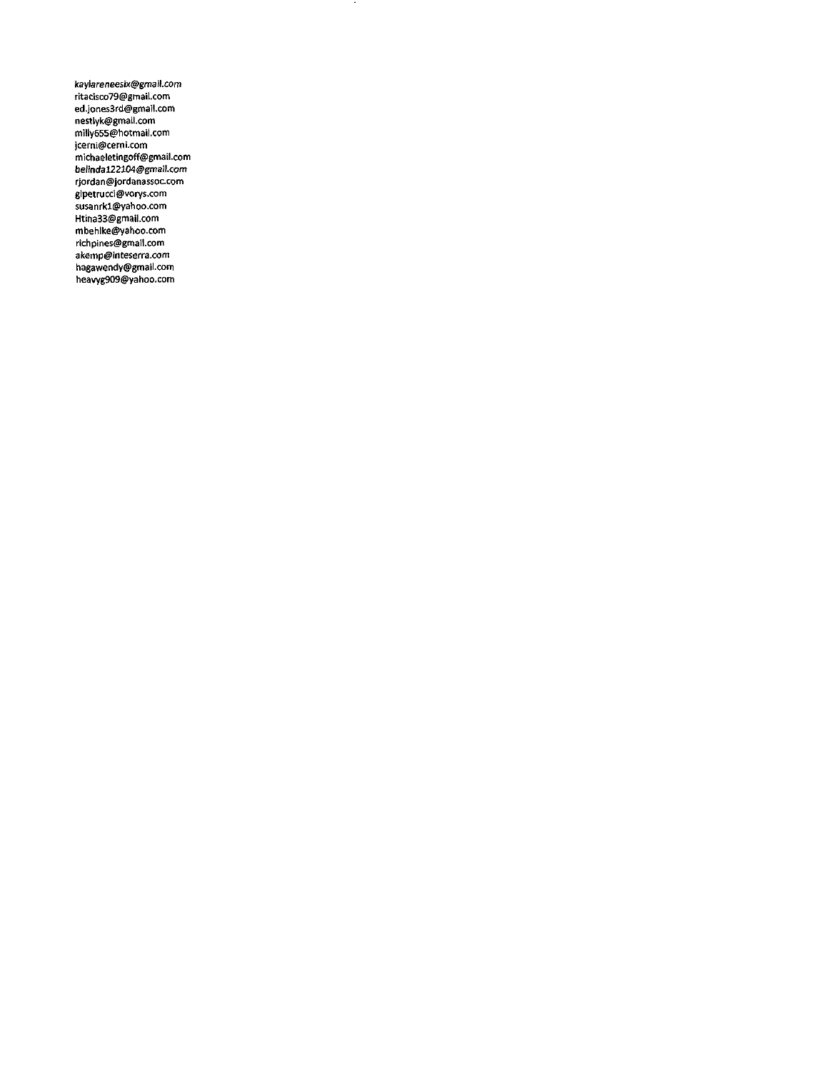kaylareneesix@gmail.com
ritacisco79@gmail.com
ed.jones3rd@gmail.com
nestlyk@gmail.com
milly655@hotmail.com
jcerni@cerni.com
michaeletingoff@gmail.com
belinda122104@gmail.com
rjordan@jordanassoc.com
glpetrucci@vorys.com
susanrk1@yahoo.com
Htina33@gmail.com
mbehlke@yahoo.com
richpines@gmail.com
akemp@inteserra.com
hagawendy@gmail.com
heavyg909@yahoo.com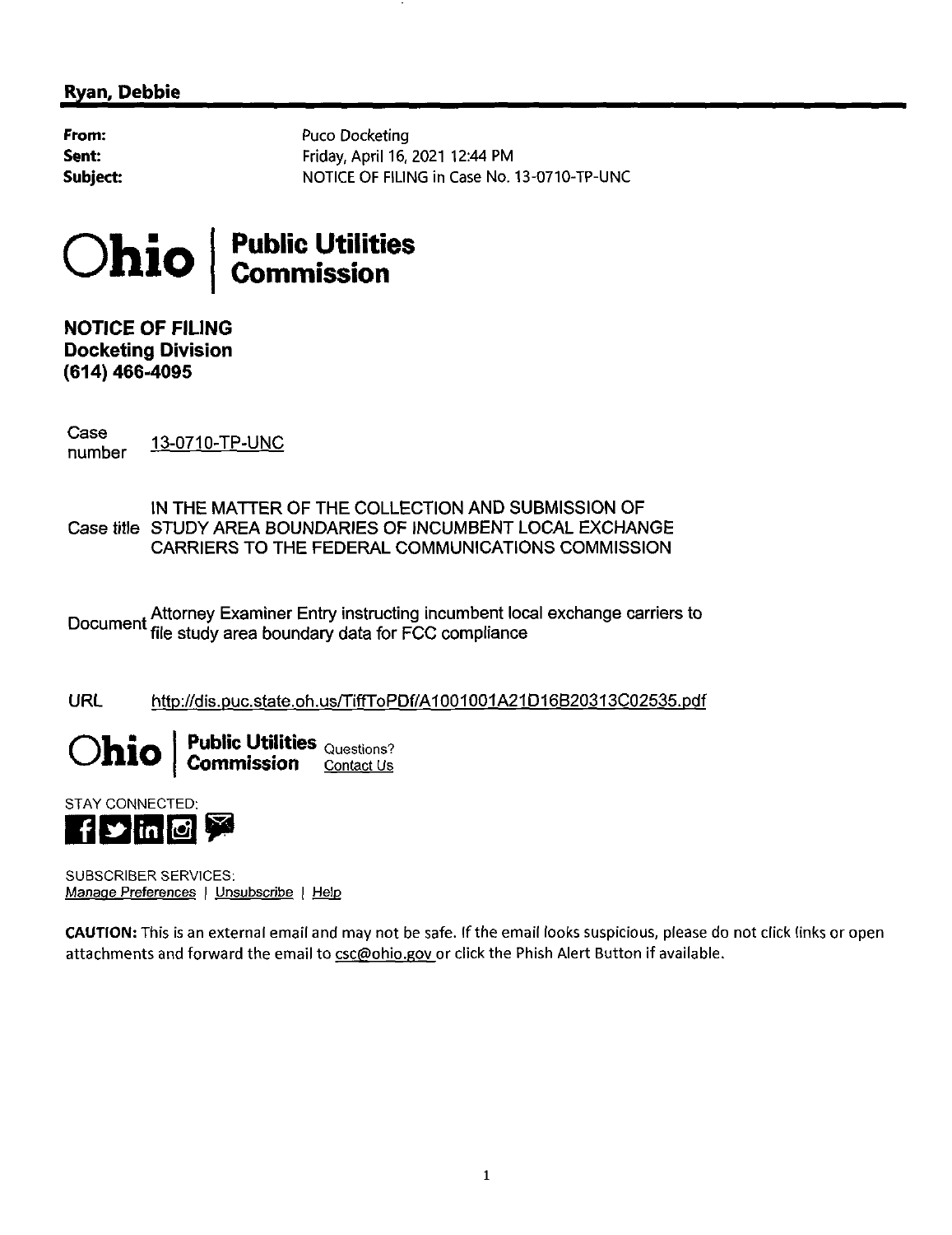**Ryan, Debbie**

| | |
|---|---|
| **From:** | Puco Docketing |
| **Sent:** | Friday, April 16, 2021 12:44 PM |
| **Subject:** | NOTICE OF FILING in Case No. 13-0710-TP-UNC |

**Ohio | Public Utilities Commission**

**NOTICE OF FILING**
**Docketing Division**
**(614) 466-4095**

| | |
|---|---|
| Case number | 13-0710-TP-UNC |
| Case title | IN THE MATTER OF THE COLLECTION AND SUBMISSION OF STUDY AREA BOUNDARIES OF INCUMBENT LOCAL EXCHANGE CARRIERS TO THE FEDERAL COMMUNICATIONS COMMISSION |
| Document | Attorney Examiner Entry instructing incumbent local exchange carriers to file study area boundary data for FCC compliance |
| URL | http://dis.puc.state.oh.us/TiffToPDf/A1001001A21D16B20313C02535.pdf |

**Ohio | Public Utilities Commission** Questions? Contact Us

STAY CONNECTED:

SUBSCRIBER SERVICES:
Manage Preferences | Unsubscribe | Help

**CAUTION:** This is an external email and may not be safe. If the email looks suspicious, please do not click links or open attachments and forward the email to csc@ohio.gov or click the Phish Alert Button if available.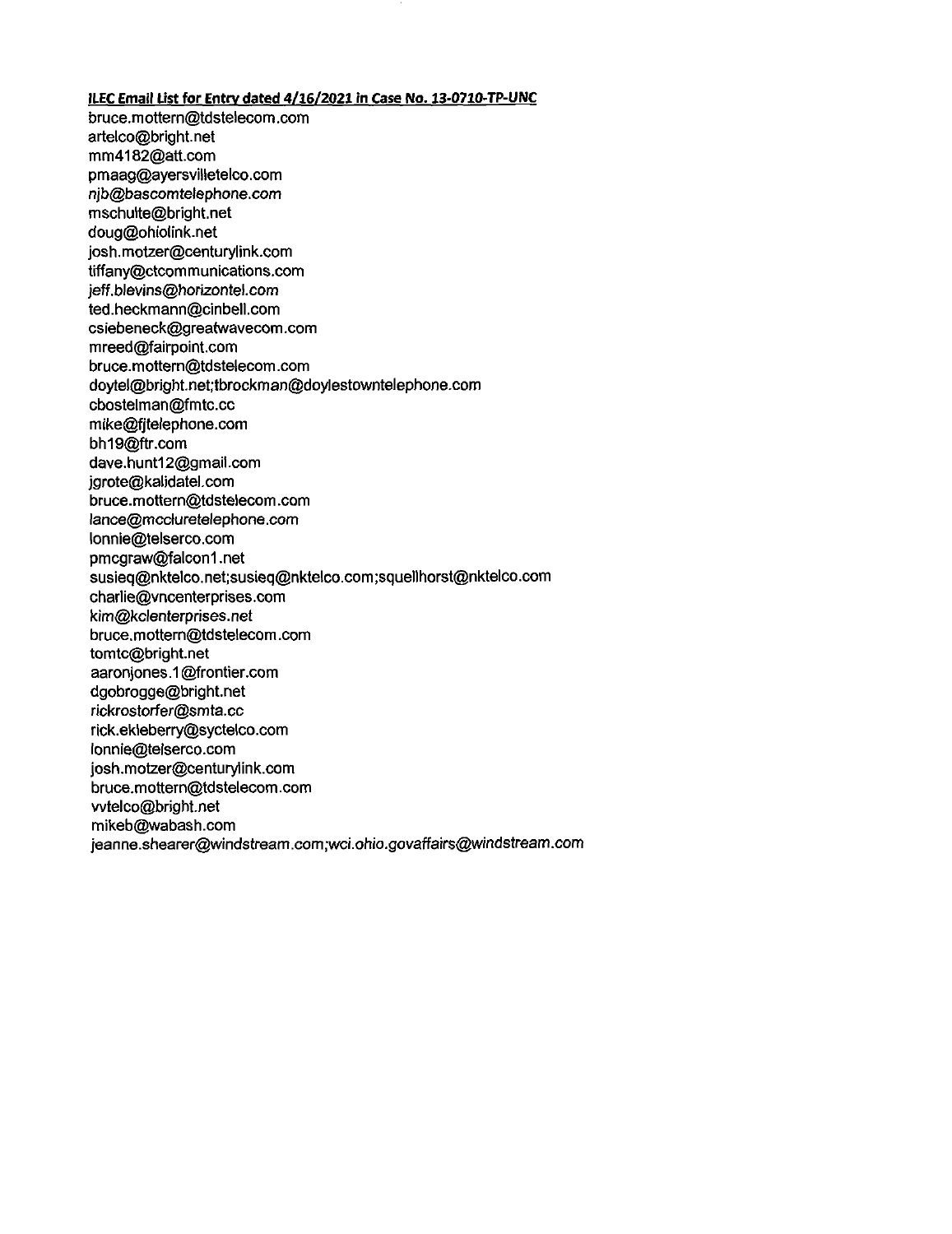**ILEC Email List for Entry dated 4/16/2021 in Case No. 13-0710-TP-UNC**

bruce.mottern@tdstelecom.com
artelco@bright.net
mm4182@att.com
pmaag@ayersvilletelco.com
*njb@bascomtelephone.com*
mschulte@bright.net
doug@ohiolink.net
josh.motzer@centurylink.com
tiffany@ctcommunications.com
*jeff.blevins@horizontel.com*
ted.heckmann@cinbell.com
csiebeneck@greatwavecom.com
mreed@fairpoint.com
bruce.mottern@tdstelecom.com
doytel@bright.net;tbrockman@doylestowntelephone.com
cbostelman@fmtc.cc
mike@fjtelephone.com
bh19@ftr.com
dave.hunt12@gmail.com
jgrote@kalidatel.com
bruce.mottern@tdstelecom.com
*lance@mccluretelephone.com*
lonnie@telserco.com
pmcgraw@falcon1.net
susieq@nktelco.net;susieq@nktelco.com;squellhorst@nktelco.com
charlie@vncenterprises.com
*kim@kclenterprises.net*
bruce.mottern@tdstelecom.com
tomtc@bright.net
aaronjones.1@frontier.com
dgobrogge@bright.net
rickrostorfer@smta.cc
rick.ekleberry@syctelco.com
lonnie@telserco.com
josh.motzer@centurylink.com
bruce.mottern@tdstelecom.com
vvtelco@bright.net
mikeb@wabash.com
jeanne.shearer@windstream.com;*wci.ohio.govaffairs@windstream.com*